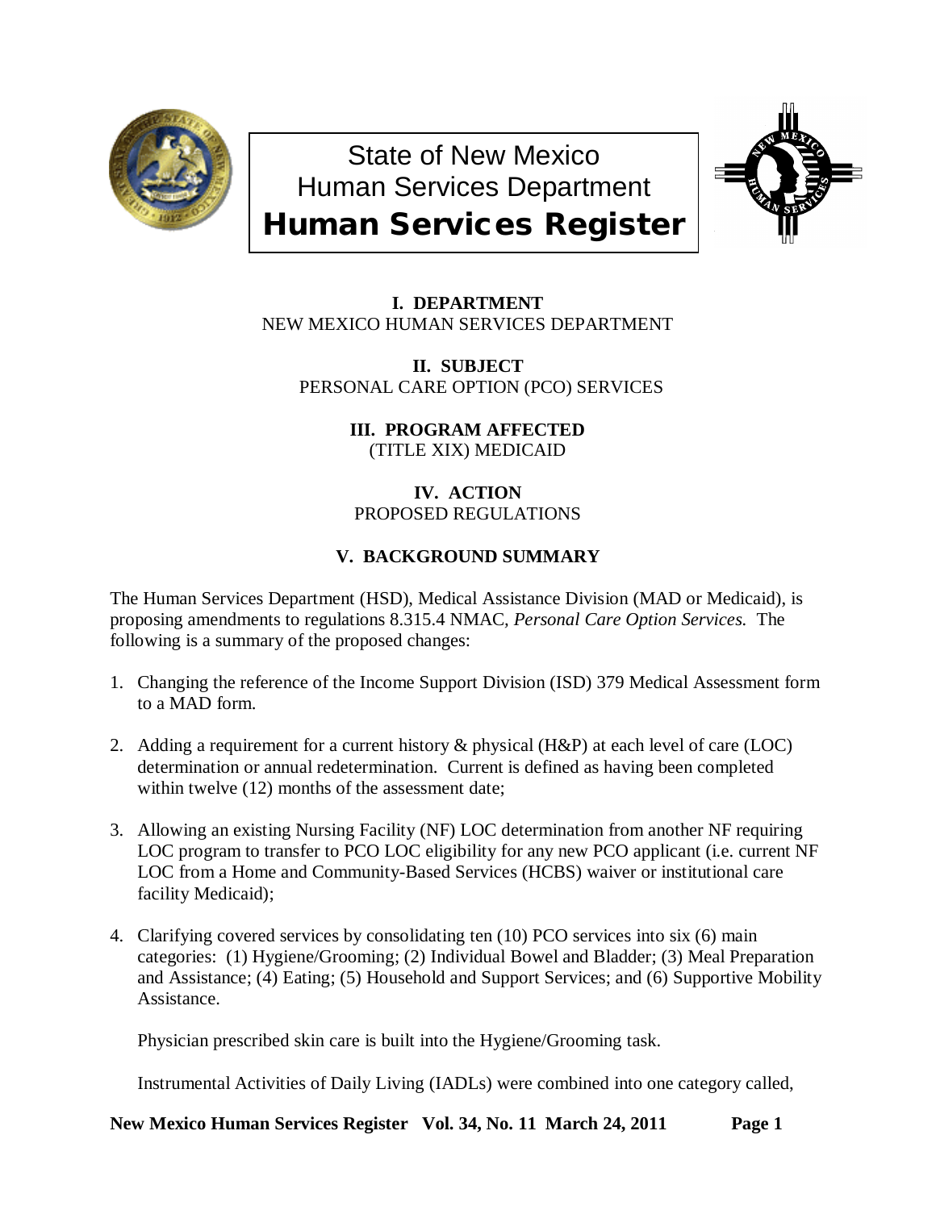# State of New Mexico
# Human Services Department
# Human Services Register

**I. DEPARTMENT**
NEW MEXICO HUMAN SERVICES DEPARTMENT

**II. SUBJECT**
PERSONAL CARE OPTION (PCO) SERVICES

**III. PROGRAM AFFECTED**
(TITLE XIX) MEDICAID

**IV. ACTION**
PROPOSED REGULATIONS

**V. BACKGROUND SUMMARY**

The Human Services Department (HSD), Medical Assistance Division (MAD or Medicaid), is proposing amendments to regulations 8.315.4 NMAC, *Personal Care Option Services.* The following is a summary of the proposed changes:

1. Changing the reference of the Income Support Division (ISD) 379 Medical Assessment form to a MAD form.

2. Adding a requirement for a current history & physical (H&P) at each level of care (LOC) determination or annual redetermination. Current is defined as having been completed within twelve (12) months of the assessment date;

3. Allowing an existing Nursing Facility (NF) LOC determination from another NF requiring LOC program to transfer to PCO LOC eligibility for any new PCO applicant (i.e. current NF LOC from a Home and Community-Based Services (HCBS) waiver or institutional care facility Medicaid);

4. Clarifying covered services by consolidating ten (10) PCO services into six (6) main categories: (1) Hygiene/Grooming; (2) Individual Bowel and Bladder; (3) Meal Preparation and Assistance; (4) Eating; (5) Household and Support Services; and (6) Supportive Mobility Assistance.

   Physician prescribed skin care is built into the Hygiene/Grooming task.

   Instrumental Activities of Daily Living (IADLs) were combined into one category called,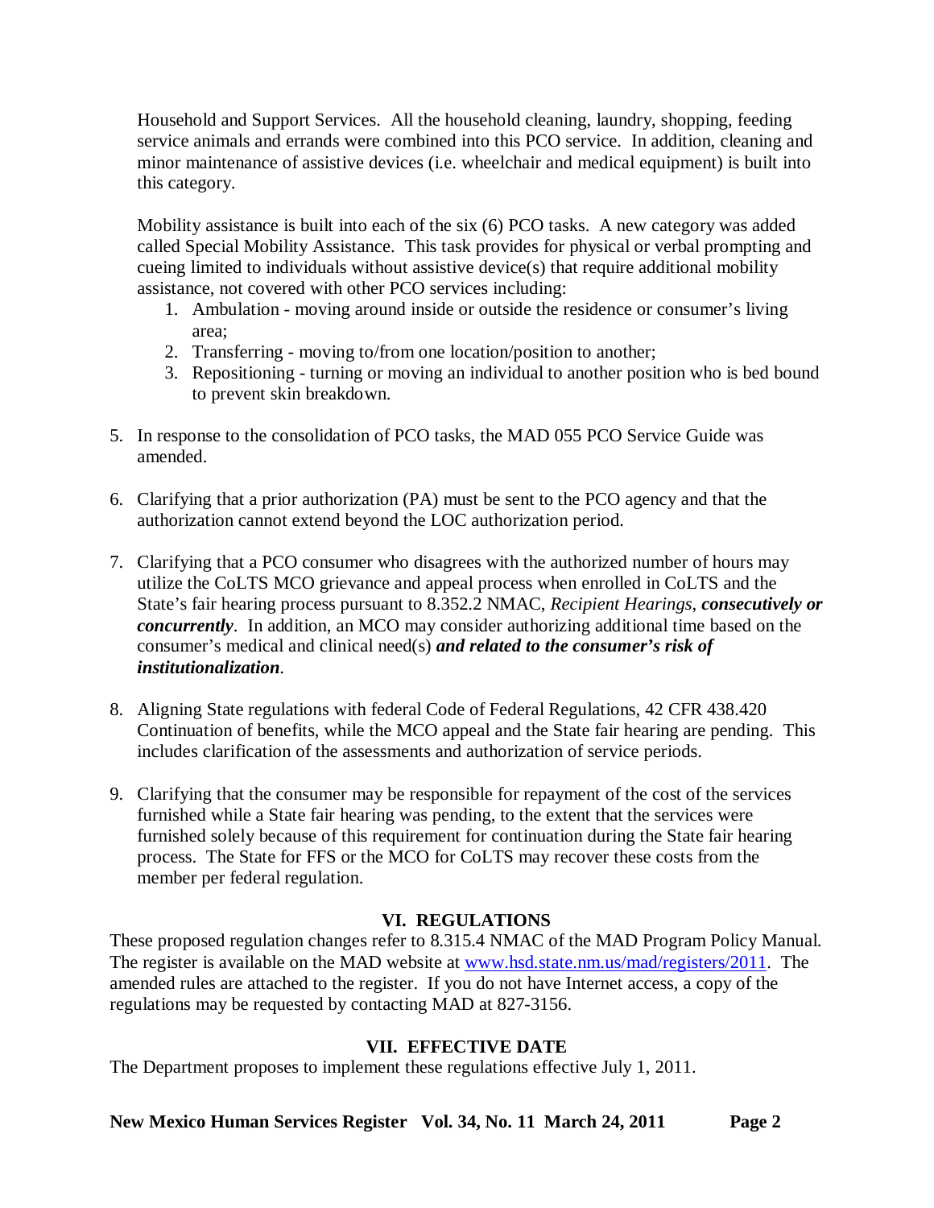Household and Support Services. All the household cleaning, laundry, shopping, feeding service animals and errands were combined into this PCO service. In addition, cleaning and minor maintenance of assistive devices (i.e. wheelchair and medical equipment) is built into this category.

Mobility assistance is built into each of the six (6) PCO tasks. A new category was added called Special Mobility Assistance. This task provides for physical or verbal prompting and cueing limited to individuals without assistive device(s) that require additional mobility assistance, not covered with other PCO services including:

1. Ambulation - moving around inside or outside the residence or consumer's living area;
2. Transferring - moving to/from one location/position to another;
3. Repositioning - turning or moving an individual to another position who is bed bound to prevent skin breakdown.

5. In response to the consolidation of PCO tasks, the MAD 055 PCO Service Guide was amended.

6. Clarifying that a prior authorization (PA) must be sent to the PCO agency and that the authorization cannot extend beyond the LOC authorization period.

7. Clarifying that a PCO consumer who disagrees with the authorized number of hours may utilize the CoLTS MCO grievance and appeal process when enrolled in CoLTS and the State's fair hearing process pursuant to 8.352.2 NMAC, *Recipient Hearings*, ***consecutively or concurrently***. In addition, an MCO may consider authorizing additional time based on the consumer's medical and clinical need(s) ***and related to the consumer's risk of institutionalization***.

8. Aligning State regulations with federal Code of Federal Regulations, 42 CFR 438.420 Continuation of benefits, while the MCO appeal and the State fair hearing are pending. This includes clarification of the assessments and authorization of service periods.

9. Clarifying that the consumer may be responsible for repayment of the cost of the services furnished while a State fair hearing was pending, to the extent that the services were furnished solely because of this requirement for continuation during the State fair hearing process. The State for FFS or the MCO for CoLTS may recover these costs from the member per federal regulation.

## VI. REGULATIONS

These proposed regulation changes refer to 8.315.4 NMAC of the MAD Program Policy Manual. The register is available on the MAD website at [www.hsd.state.nm.us/mad/registers/2011](www.hsd.state.nm.us/mad/registers/2011). The amended rules are attached to the register. If you do not have Internet access, a copy of the regulations may be requested by contacting MAD at 827-3156.

## VII. EFFECTIVE DATE

The Department proposes to implement these regulations effective July 1, 2011.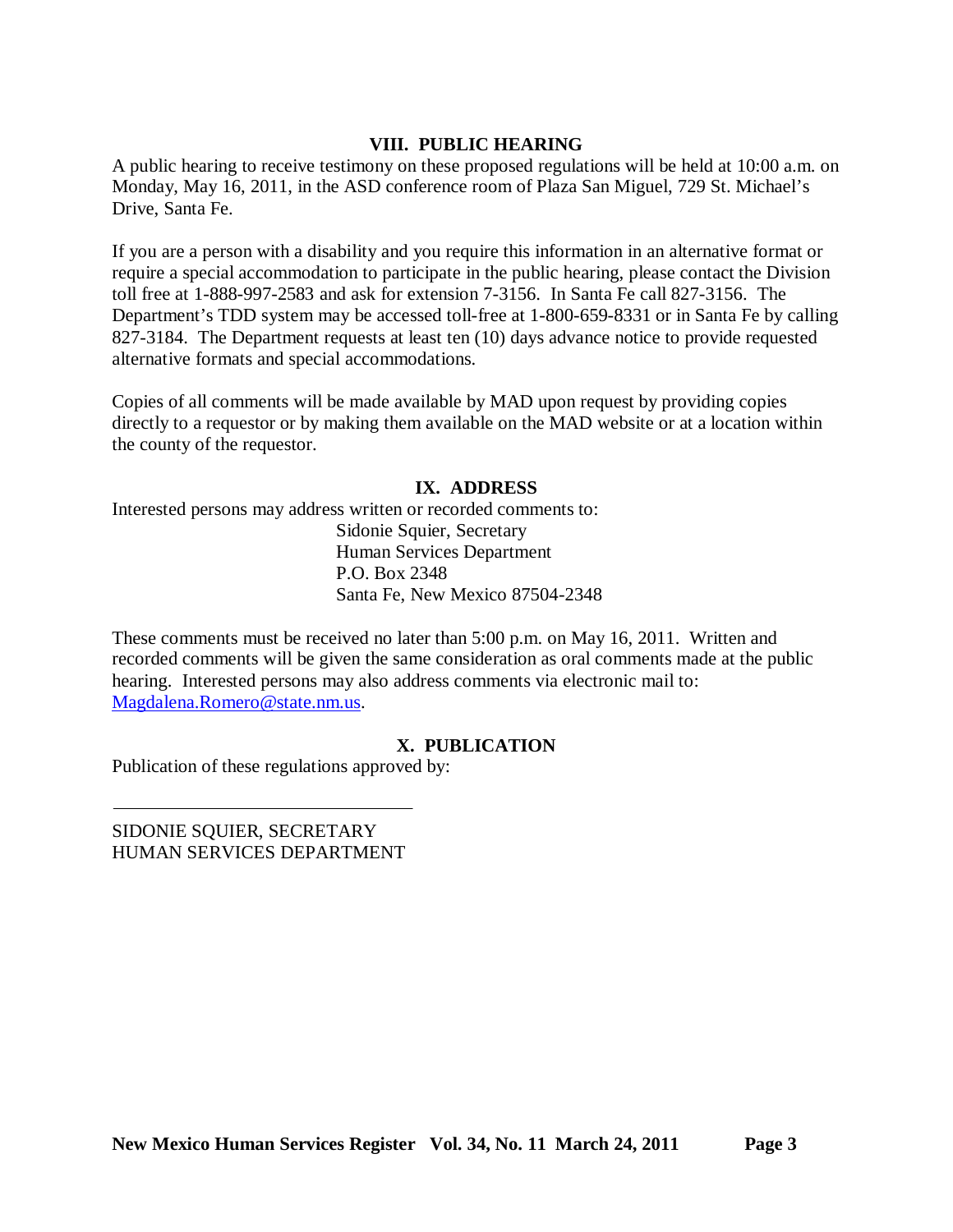## VIII. PUBLIC HEARING

A public hearing to receive testimony on these proposed regulations will be held at 10:00 a.m. on Monday, May 16, 2011, in the ASD conference room of Plaza San Miguel, 729 St. Michael's Drive, Santa Fe.

If you are a person with a disability and you require this information in an alternative format or require a special accommodation to participate in the public hearing, please contact the Division toll free at 1-888-997-2583 and ask for extension 7-3156. In Santa Fe call 827-3156. The Department's TDD system may be accessed toll-free at 1-800-659-8331 or in Santa Fe by calling 827-3184. The Department requests at least ten (10) days advance notice to provide requested alternative formats and special accommodations.

Copies of all comments will be made available by MAD upon request by providing copies directly to a requestor or by making them available on the MAD website or at a location within the county of the requestor.

## IX. ADDRESS

Interested persons may address written or recorded comments to:

Sidonie Squier, Secretary
Human Services Department
P.O. Box 2348
Santa Fe, New Mexico 87504-2348

These comments must be received no later than 5:00 p.m. on May 16, 2011. Written and recorded comments will be given the same consideration as oral comments made at the public hearing. Interested persons may also address comments via electronic mail to: Magdalena.Romero@state.nm.us.

## X. PUBLICATION

Publication of these regulations approved by:

\_\_\_\_\_\_\_\_\_\_\_\_\_\_\_\_\_\_\_\_\_\_\_\_\_\_\_\_\_\_\_\_\_\_\_

SIDONIE SQUIER, SECRETARY
HUMAN SERVICES DEPARTMENT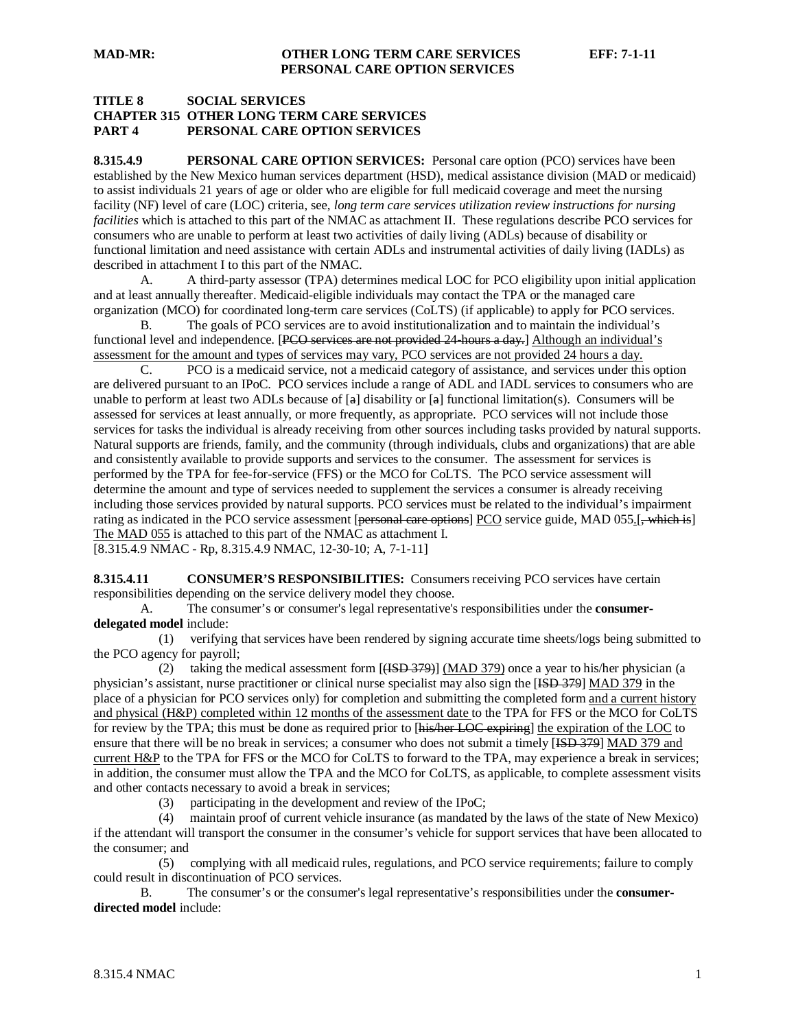**TITLE 8 SOCIAL SERVICES**
**CHAPTER 315 OTHER LONG TERM CARE SERVICES**
**PART 4 PERSONAL CARE OPTION SERVICES**

**8.315.4.9 PERSONAL CARE OPTION SERVICES:** Personal care option (PCO) services have been established by the New Mexico human services department (HSD), medical assistance division (MAD or medicaid) to assist individuals 21 years of age or older who are eligible for full medicaid coverage and meet the nursing facility (NF) level of care (LOC) criteria, see, *long term care services utilization review instructions for nursing facilities* which is attached to this part of the NMAC as attachment II. These regulations describe PCO services for consumers who are unable to perform at least two activities of daily living (ADLs) because of disability or functional limitation and need assistance with certain ADLs and instrumental activities of daily living (IADLs) as described in attachment I to this part of the NMAC.

A. A third-party assessor (TPA) determines medical LOC for PCO eligibility upon initial application and at least annually thereafter. Medicaid-eligible individuals may contact the TPA or the managed care organization (MCO) for coordinated long-term care services (CoLTS) (if applicable) to apply for PCO services.

B. The goals of PCO services are to avoid institutionalization and to maintain the individual's functional level and independence. [~~PCO services are not provided 24-hours a day.~~] <u>Although an individual's assessment for the amount and types of services may vary, PCO services are not provided 24 hours a day.</u>

C. PCO is a medicaid service, not a medicaid category of assistance, and services under this option are delivered pursuant to an IPoC. PCO services include a range of ADL and IADL services to consumers who are unable to perform at least two ADLs because of [~~a~~] disability or [~~a~~] functional limitation(s). Consumers will be assessed for services at least annually, or more frequently, as appropriate. PCO services will not include those services for tasks the individual is already receiving from other sources including tasks provided by natural supports. Natural supports are friends, family, and the community (through individuals, clubs and organizations) that are able and consistently available to provide supports and services to the consumer. The assessment for services is performed by the TPA for fee-for-service (FFS) or the MCO for CoLTS. The PCO service assessment will determine the amount and type of services needed to supplement the services a consumer is already receiving including those services provided by natural supports. PCO services must be related to the individual's impairment rating as indicated in the PCO service assessment [~~personal care options~~] <u>PCO</u> service guide, MAD 055<u>.</u>[~~, which is~~] <u>The MAD 055</u> is attached to this part of the NMAC as attachment I.

[8.315.4.9 NMAC - Rp, 8.315.4.9 NMAC, 12-30-10; A, 7-1-11]

**8.315.4.11 CONSUMER'S RESPONSIBILITIES:** Consumers receiving PCO services have certain responsibilities depending on the service delivery model they choose.

A. The consumer's or consumer's legal representative's responsibilities under the **consumer-delegated model** include:

(1) verifying that services have been rendered by signing accurate time sheets/logs being submitted to the PCO agency for payroll;

(2) taking the medical assessment form [~~(ISD 379)~~] <u>(MAD 379)</u> once a year to his/her physician (a physician's assistant, nurse practitioner or clinical nurse specialist may also sign the [~~ISD 379~~] <u>MAD 379</u> in the place of a physician for PCO services only) for completion and submitting the completed form <u>and a current history and physical (H&P) completed within 12 months of the assessment date</u> to the TPA for FFS or the MCO for CoLTS for review by the TPA; this must be done as required prior to [~~his/her LOC expiring~~] <u>the expiration of the LOC</u> to ensure that there will be no break in services; a consumer who does not submit a timely [~~ISD 379~~] <u>MAD 379 and current H&P</u> to the TPA for FFS or the MCO for CoLTS to forward to the TPA, may experience a break in services; in addition, the consumer must allow the TPA and the MCO for CoLTS, as applicable, to complete assessment visits and other contacts necessary to avoid a break in services;

(3) participating in the development and review of the IPoC;

(4) maintain proof of current vehicle insurance (as mandated by the laws of the state of New Mexico) if the attendant will transport the consumer in the consumer's vehicle for support services that have been allocated to the consumer; and

(5) complying with all medicaid rules, regulations, and PCO service requirements; failure to comply could result in discontinuation of PCO services.

B. The consumer's or the consumer's legal representative's responsibilities under the **consumer-directed model** include: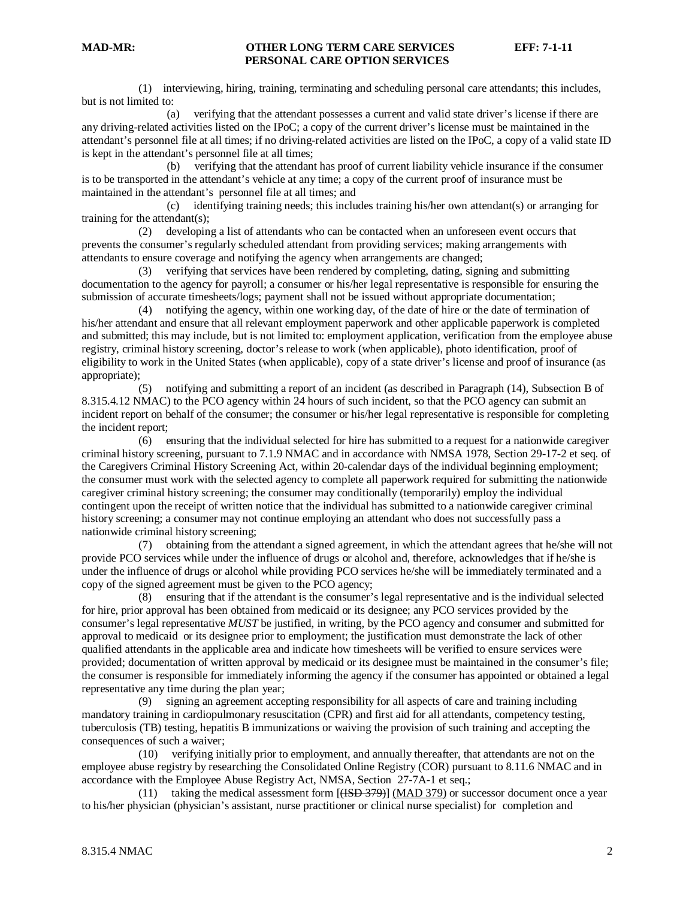(1) interviewing, hiring, training, terminating and scheduling personal care attendants; this includes, but is not limited to:

(a) verifying that the attendant possesses a current and valid state driver's license if there are any driving-related activities listed on the IPoC; a copy of the current driver's license must be maintained in the attendant's personnel file at all times; if no driving-related activities are listed on the IPoC, a copy of a valid state ID is kept in the attendant's personnel file at all times;

(b) verifying that the attendant has proof of current liability vehicle insurance if the consumer is to be transported in the attendant's vehicle at any time; a copy of the current proof of insurance must be maintained in the attendant's personnel file at all times; and

(c) identifying training needs; this includes training his/her own attendant(s) or arranging for training for the attendant(s);

(2) developing a list of attendants who can be contacted when an unforeseen event occurs that prevents the consumer's regularly scheduled attendant from providing services; making arrangements with attendants to ensure coverage and notifying the agency when arrangements are changed;

(3) verifying that services have been rendered by completing, dating, signing and submitting documentation to the agency for payroll; a consumer or his/her legal representative is responsible for ensuring the submission of accurate timesheets/logs; payment shall not be issued without appropriate documentation;

(4) notifying the agency, within one working day, of the date of hire or the date of termination of his/her attendant and ensure that all relevant employment paperwork and other applicable paperwork is completed and submitted; this may include, but is not limited to: employment application, verification from the employee abuse registry, criminal history screening, doctor's release to work (when applicable), photo identification, proof of eligibility to work in the United States (when applicable), copy of a state driver's license and proof of insurance (as appropriate);

(5) notifying and submitting a report of an incident (as described in Paragraph (14), Subsection B of 8.315.4.12 NMAC) to the PCO agency within 24 hours of such incident, so that the PCO agency can submit an incident report on behalf of the consumer; the consumer or his/her legal representative is responsible for completing the incident report;

(6) ensuring that the individual selected for hire has submitted to a request for a nationwide caregiver criminal history screening, pursuant to 7.1.9 NMAC and in accordance with NMSA 1978, Section 29-17-2 et seq. of the Caregivers Criminal History Screening Act, within 20-calendar days of the individual beginning employment; the consumer must work with the selected agency to complete all paperwork required for submitting the nationwide caregiver criminal history screening; the consumer may conditionally (temporarily) employ the individual contingent upon the receipt of written notice that the individual has submitted to a nationwide caregiver criminal history screening; a consumer may not continue employing an attendant who does not successfully pass a nationwide criminal history screening;

(7) obtaining from the attendant a signed agreement, in which the attendant agrees that he/she will not provide PCO services while under the influence of drugs or alcohol and, therefore, acknowledges that if he/she is under the influence of drugs or alcohol while providing PCO services he/she will be immediately terminated and a copy of the signed agreement must be given to the PCO agency;

(8) ensuring that if the attendant is the consumer's legal representative and is the individual selected for hire, prior approval has been obtained from medicaid or its designee; any PCO services provided by the consumer's legal representative *MUST* be justified, in writing, by the PCO agency and consumer and submitted for approval to medicaid or its designee prior to employment; the justification must demonstrate the lack of other qualified attendants in the applicable area and indicate how timesheets will be verified to ensure services were provided; documentation of written approval by medicaid or its designee must be maintained in the consumer's file; the consumer is responsible for immediately informing the agency if the consumer has appointed or obtained a legal representative any time during the plan year;

(9) signing an agreement accepting responsibility for all aspects of care and training including mandatory training in cardiopulmonary resuscitation (CPR) and first aid for all attendants, competency testing, tuberculosis (TB) testing, hepatitis B immunizations or waiving the provision of such training and accepting the consequences of such a waiver;

(10) verifying initially prior to employment, and annually thereafter, that attendants are not on the employee abuse registry by researching the Consolidated Online Registry (COR) pursuant to 8.11.6 NMAC and in accordance with the Employee Abuse Registry Act, NMSA, Section 27-7A-1 et seq.;

(11) taking the medical assessment form [~~(ISD 379)~~] (MAD 379) or successor document once a year to his/her physician (physician's assistant, nurse practitioner or clinical nurse specialist) for completion and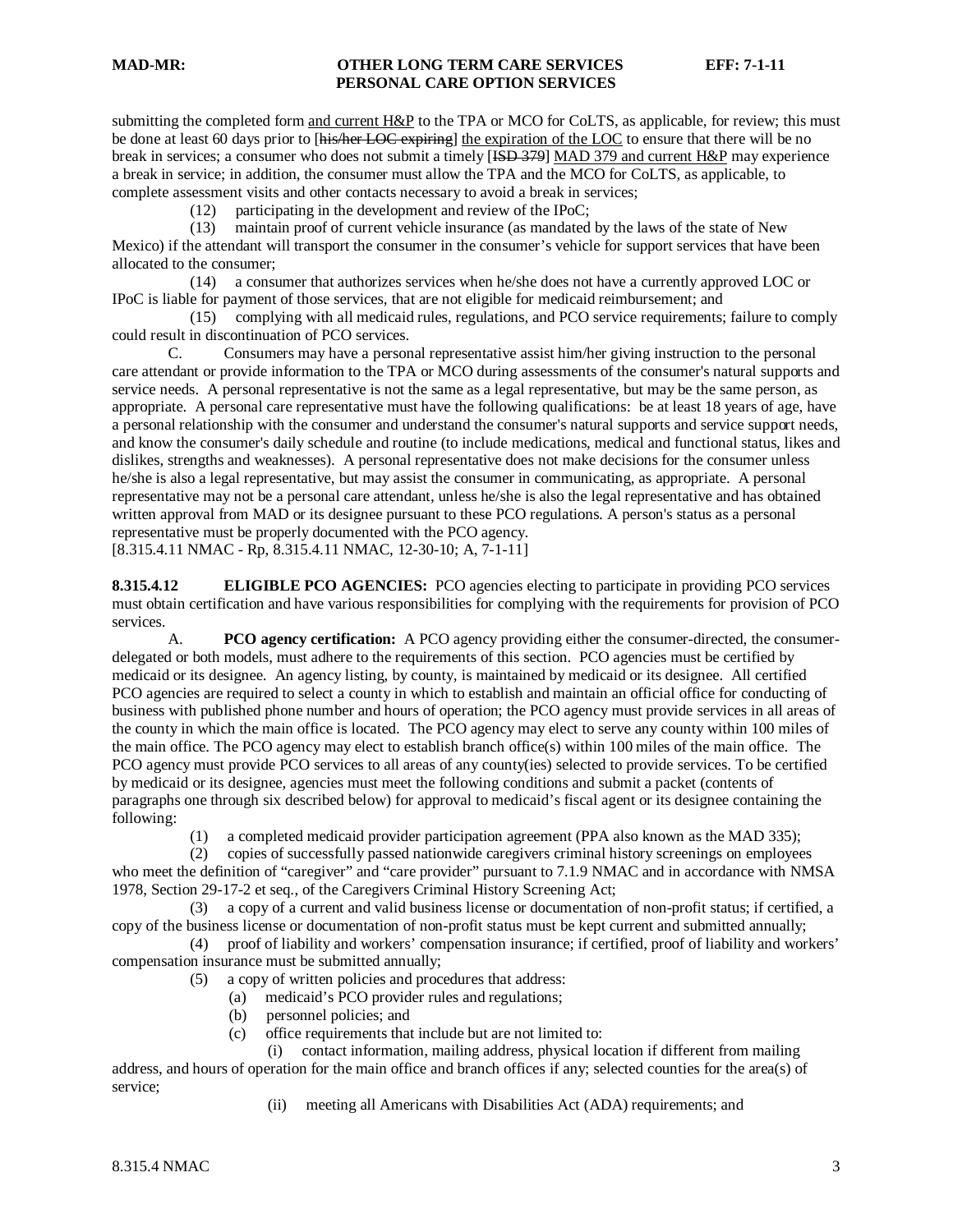submitting the completed form and current H&P to the TPA or MCO for CoLTS, as applicable, for review; this must be done at least 60 days prior to [~~his/her LOC expiring~~] the expiration of the LOC to ensure that there will be no break in services; a consumer who does not submit a timely [~~ISD 379~~] MAD 379 and current H&P may experience a break in service; in addition, the consumer must allow the TPA and the MCO for CoLTS, as applicable, to complete assessment visits and other contacts necessary to avoid a break in services;

(12) participating in the development and review of the IPoC;

(13) maintain proof of current vehicle insurance (as mandated by the laws of the state of New Mexico) if the attendant will transport the consumer in the consumer's vehicle for support services that have been allocated to the consumer;

(14) a consumer that authorizes services when he/she does not have a currently approved LOC or IPoC is liable for payment of those services, that are not eligible for medicaid reimbursement; and

(15) complying with all medicaid rules, regulations, and PCO service requirements; failure to comply could result in discontinuation of PCO services.

C. Consumers may have a personal representative assist him/her giving instruction to the personal care attendant or provide information to the TPA or MCO during assessments of the consumer's natural supports and service needs. A personal representative is not the same as a legal representative, but may be the same person, as appropriate. A personal care representative must have the following qualifications: be at least 18 years of age, have a personal relationship with the consumer and understand the consumer's natural supports and service support needs, and know the consumer's daily schedule and routine (to include medications, medical and functional status, likes and dislikes, strengths and weaknesses). A personal representative does not make decisions for the consumer unless he/she is also a legal representative, but may assist the consumer in communicating, as appropriate. A personal representative may not be a personal care attendant, unless he/she is also the legal representative and has obtained written approval from MAD or its designee pursuant to these PCO regulations. A person's status as a personal representative must be properly documented with the PCO agency.

[8.315.4.11 NMAC - Rp, 8.315.4.11 NMAC, 12-30-10; A, 7-1-11]

**8.315.4.12 ELIGIBLE PCO AGENCIES:** PCO agencies electing to participate in providing PCO services must obtain certification and have various responsibilities for complying with the requirements for provision of PCO services.

A. **PCO agency certification:** A PCO agency providing either the consumer-directed, the consumer-delegated or both models, must adhere to the requirements of this section. PCO agencies must be certified by medicaid or its designee. An agency listing, by county, is maintained by medicaid or its designee. All certified PCO agencies are required to select a county in which to establish and maintain an official office for conducting of business with published phone number and hours of operation; the PCO agency must provide services in all areas of the county in which the main office is located. The PCO agency may elect to serve any county within 100 miles of the main office. The PCO agency may elect to establish branch office(s) within 100 miles of the main office. The PCO agency must provide PCO services to all areas of any county(ies) selected to provide services. To be certified by medicaid or its designee, agencies must meet the following conditions and submit a packet (contents of paragraphs one through six described below) for approval to medicaid's fiscal agent or its designee containing the following:

(1) a completed medicaid provider participation agreement (PPA also known as the MAD 335);

(2) copies of successfully passed nationwide caregivers criminal history screenings on employees who meet the definition of "caregiver" and "care provider" pursuant to 7.1.9 NMAC and in accordance with NMSA 1978, Section 29-17-2 et seq., of the Caregivers Criminal History Screening Act;

(3) a copy of a current and valid business license or documentation of non-profit status; if certified, a copy of the business license or documentation of non-profit status must be kept current and submitted annually;

(4) proof of liability and workers' compensation insurance; if certified, proof of liability and workers' compensation insurance must be submitted annually;

(5) a copy of written policies and procedures that address:

(a) medicaid's PCO provider rules and regulations;

(b) personnel policies; and

(c) office requirements that include but are not limited to:

(i) contact information, mailing address, physical location if different from mailing address, and hours of operation for the main office and branch offices if any; selected counties for the area(s) of service;

(ii) meeting all Americans with Disabilities Act (ADA) requirements; and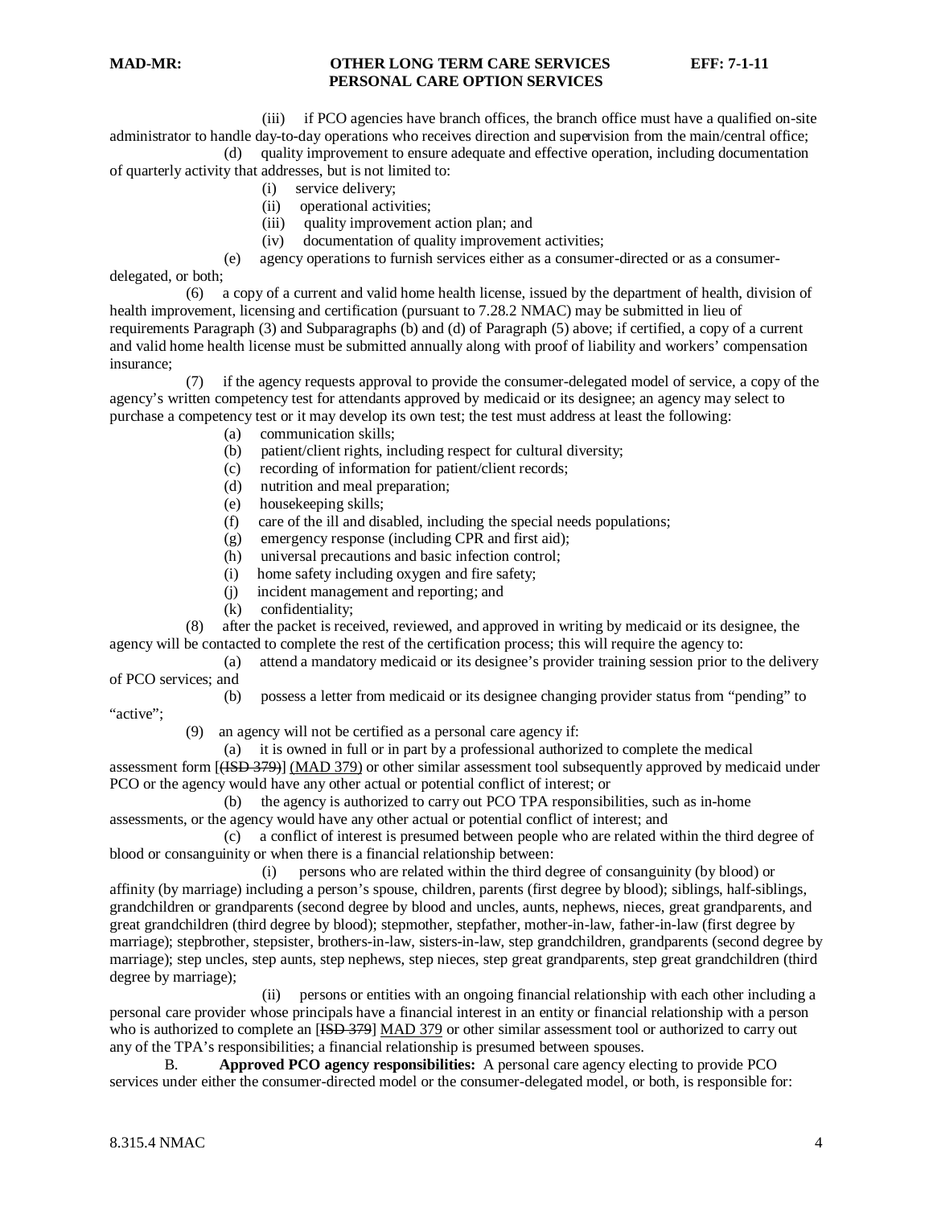(iii) if PCO agencies have branch offices, the branch office must have a qualified on-site administrator to handle day-to-day operations who receives direction and supervision from the main/central office;

(d) quality improvement to ensure adequate and effective operation, including documentation of quarterly activity that addresses, but is not limited to:

(i) service delivery;

(ii) operational activities;

(iii) quality improvement action plan; and

(iv) documentation of quality improvement activities;

(e) agency operations to furnish services either as a consumer-directed or as a consumer-delegated, or both;

(6) a copy of a current and valid home health license, issued by the department of health, division of health improvement, licensing and certification (pursuant to 7.28.2 NMAC) may be submitted in lieu of requirements Paragraph (3) and Subparagraphs (b) and (d) of Paragraph (5) above; if certified, a copy of a current and valid home health license must be submitted annually along with proof of liability and workers' compensation insurance;

(7) if the agency requests approval to provide the consumer-delegated model of service, a copy of the agency's written competency test for attendants approved by medicaid or its designee; an agency may select to purchase a competency test or it may develop its own test; the test must address at least the following:

(a) communication skills;

(b) patient/client rights, including respect for cultural diversity;

(c) recording of information for patient/client records;

(d) nutrition and meal preparation;

(e) housekeeping skills;

(f) care of the ill and disabled, including the special needs populations;

(g) emergency response (including CPR and first aid);

(h) universal precautions and basic infection control;

(i) home safety including oxygen and fire safety;

(j) incident management and reporting; and

(k) confidentiality;

(8) after the packet is received, reviewed, and approved in writing by medicaid or its designee, the agency will be contacted to complete the rest of the certification process; this will require the agency to:

(a) attend a mandatory medicaid or its designee's provider training session prior to the delivery of PCO services; and

(b) possess a letter from medicaid or its designee changing provider status from "pending" to "active";

(9) an agency will not be certified as a personal care agency if:

(a) it is owned in full or in part by a professional authorized to complete the medical assessment form [~~(ISD 379)~~] (MAD 379) or other similar assessment tool subsequently approved by medicaid under PCO or the agency would have any other actual or potential conflict of interest; or

(b) the agency is authorized to carry out PCO TPA responsibilities, such as in-home assessments, or the agency would have any other actual or potential conflict of interest; and

(c) a conflict of interest is presumed between people who are related within the third degree of blood or consanguinity or when there is a financial relationship between:

(i) persons who are related within the third degree of consanguinity (by blood) or affinity (by marriage) including a person's spouse, children, parents (first degree by blood); siblings, half-siblings, grandchildren or grandparents (second degree by blood and uncles, aunts, nephews, nieces, great grandparents, and great grandchildren (third degree by blood); stepmother, stepfather, mother-in-law, father-in-law (first degree by marriage); stepbrother, stepsister, brothers-in-law, sisters-in-law, step grandchildren, grandparents (second degree by marriage); step uncles, step aunts, step nephews, step nieces, step great grandparents, step great grandchildren (third degree by marriage);

(ii) persons or entities with an ongoing financial relationship with each other including a personal care provider whose principals have a financial interest in an entity or financial relationship with a person who is authorized to complete an [~~ISD 379~~] MAD 379 or other similar assessment tool or authorized to carry out any of the TPA's responsibilities; a financial relationship is presumed between spouses.

B. **Approved PCO agency responsibilities:** A personal care agency electing to provide PCO services under either the consumer-directed model or the consumer-delegated model, or both, is responsible for: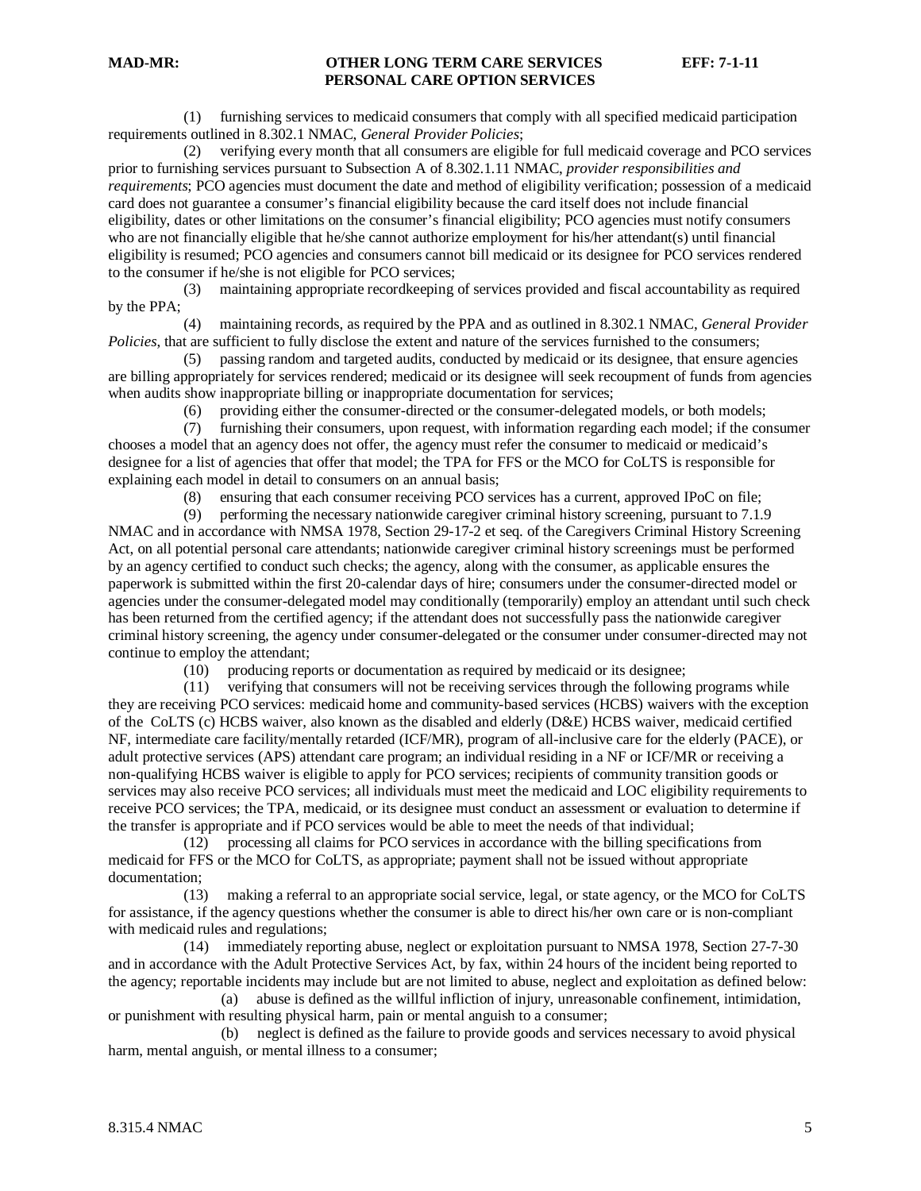(1) furnishing services to medicaid consumers that comply with all specified medicaid participation requirements outlined in 8.302.1 NMAC, *General Provider Policies*;

(2) verifying every month that all consumers are eligible for full medicaid coverage and PCO services prior to furnishing services pursuant to Subsection A of 8.302.1.11 NMAC, *provider responsibilities and requirements*; PCO agencies must document the date and method of eligibility verification; possession of a medicaid card does not guarantee a consumer's financial eligibility because the card itself does not include financial eligibility, dates or other limitations on the consumer's financial eligibility; PCO agencies must notify consumers who are not financially eligible that he/she cannot authorize employment for his/her attendant(s) until financial eligibility is resumed; PCO agencies and consumers cannot bill medicaid or its designee for PCO services rendered to the consumer if he/she is not eligible for PCO services;

(3) maintaining appropriate recordkeeping of services provided and fiscal accountability as required by the PPA;

(4) maintaining records, as required by the PPA and as outlined in 8.302.1 NMAC, *General Provider Policies*, that are sufficient to fully disclose the extent and nature of the services furnished to the consumers;

(5) passing random and targeted audits, conducted by medicaid or its designee, that ensure agencies are billing appropriately for services rendered; medicaid or its designee will seek recoupment of funds from agencies when audits show inappropriate billing or inappropriate documentation for services;

(6) providing either the consumer-directed or the consumer-delegated models, or both models;

(7) furnishing their consumers, upon request, with information regarding each model; if the consumer chooses a model that an agency does not offer, the agency must refer the consumer to medicaid or medicaid's designee for a list of agencies that offer that model; the TPA for FFS or the MCO for CoLTS is responsible for explaining each model in detail to consumers on an annual basis;

(8) ensuring that each consumer receiving PCO services has a current, approved IPoC on file;

(9) performing the necessary nationwide caregiver criminal history screening, pursuant to 7.1.9 NMAC and in accordance with NMSA 1978, Section 29-17-2 et seq. of the Caregivers Criminal History Screening Act, on all potential personal care attendants; nationwide caregiver criminal history screenings must be performed by an agency certified to conduct such checks; the agency, along with the consumer, as applicable ensures the paperwork is submitted within the first 20-calendar days of hire; consumers under the consumer-directed model or agencies under the consumer-delegated model may conditionally (temporarily) employ an attendant until such check has been returned from the certified agency; if the attendant does not successfully pass the nationwide caregiver criminal history screening, the agency under consumer-delegated or the consumer under consumer-directed may not continue to employ the attendant;

(10) producing reports or documentation as required by medicaid or its designee;

(11) verifying that consumers will not be receiving services through the following programs while they are receiving PCO services: medicaid home and community-based services (HCBS) waivers with the exception of the CoLTS (c) HCBS waiver, also known as the disabled and elderly (D&E) HCBS waiver, medicaid certified NF, intermediate care facility/mentally retarded (ICF/MR), program of all-inclusive care for the elderly (PACE), or adult protective services (APS) attendant care program; an individual residing in a NF or ICF/MR or receiving a non-qualifying HCBS waiver is eligible to apply for PCO services; recipients of community transition goods or services may also receive PCO services; all individuals must meet the medicaid and LOC eligibility requirements to receive PCO services; the TPA, medicaid, or its designee must conduct an assessment or evaluation to determine if the transfer is appropriate and if PCO services would be able to meet the needs of that individual;

(12) processing all claims for PCO services in accordance with the billing specifications from medicaid for FFS or the MCO for CoLTS, as appropriate; payment shall not be issued without appropriate documentation;

(13) making a referral to an appropriate social service, legal, or state agency, or the MCO for CoLTS for assistance, if the agency questions whether the consumer is able to direct his/her own care or is non-compliant with medicaid rules and regulations;

(14) immediately reporting abuse, neglect or exploitation pursuant to NMSA 1978, Section 27-7-30 and in accordance with the Adult Protective Services Act, by fax, within 24 hours of the incident being reported to the agency; reportable incidents may include but are not limited to abuse, neglect and exploitation as defined below:

(a) abuse is defined as the willful infliction of injury, unreasonable confinement, intimidation, or punishment with resulting physical harm, pain or mental anguish to a consumer;

(b) neglect is defined as the failure to provide goods and services necessary to avoid physical harm, mental anguish, or mental illness to a consumer;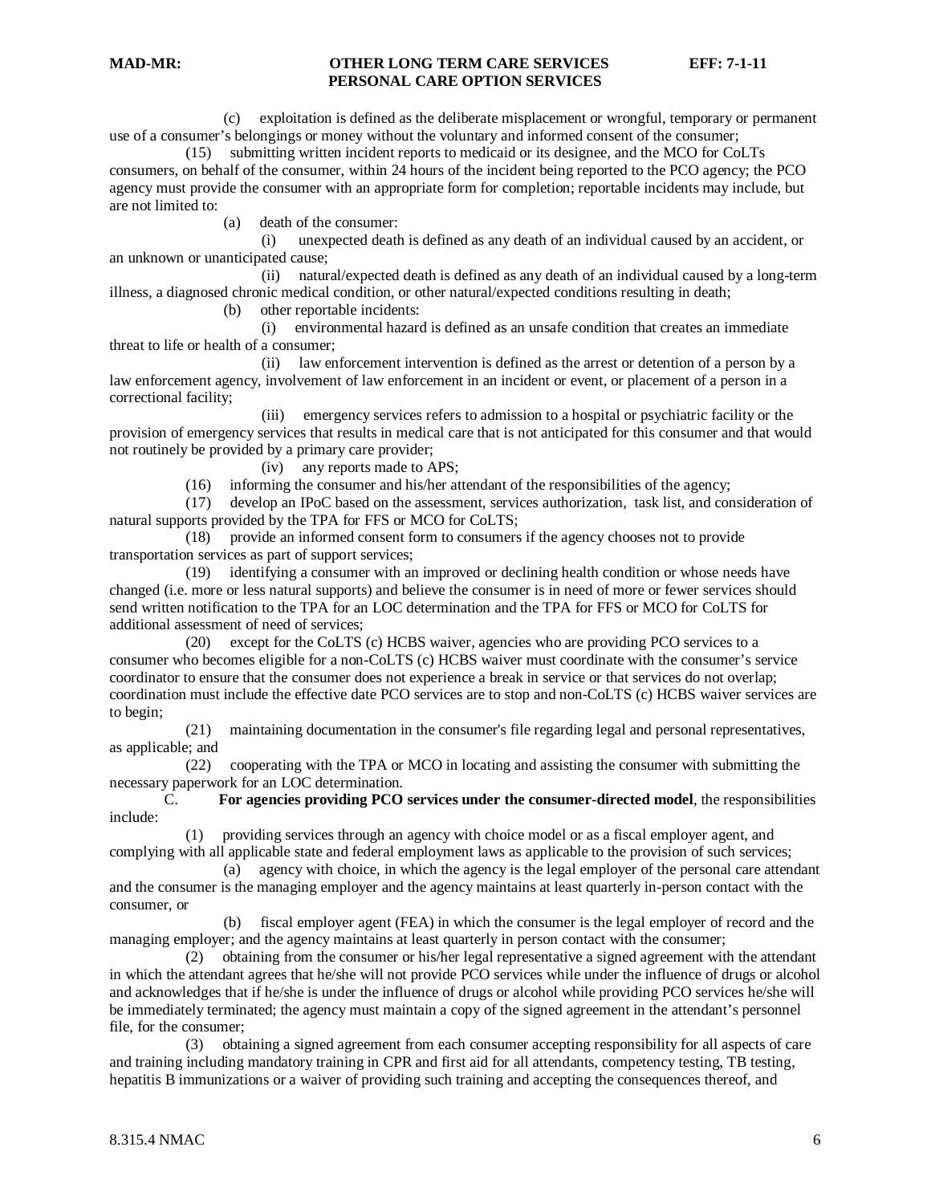(c) exploitation is defined as the deliberate misplacement or wrongful, temporary or permanent use of a consumer's belongings or money without the voluntary and informed consent of the consumer;

(15) submitting written incident reports to medicaid or its designee, and the MCO for CoLTs consumers, on behalf of the consumer, within 24 hours of the incident being reported to the PCO agency; the PCO agency must provide the consumer with an appropriate form for completion; reportable incidents may include, but are not limited to:

(a) death of the consumer:

(i) unexpected death is defined as any death of an individual caused by an accident, or an unknown or unanticipated cause;

(ii) natural/expected death is defined as any death of an individual caused by a long-term illness, a diagnosed chronic medical condition, or other natural/expected conditions resulting in death;

(b) other reportable incidents:

(i) environmental hazard is defined as an unsafe condition that creates an immediate threat to life or health of a consumer;

(ii) law enforcement intervention is defined as the arrest or detention of a person by a law enforcement agency, involvement of law enforcement in an incident or event, or placement of a person in a correctional facility;

(iii) emergency services refers to admission to a hospital or psychiatric facility or the provision of emergency services that results in medical care that is not anticipated for this consumer and that would not routinely be provided by a primary care provider;

(iv) any reports made to APS;

(16) informing the consumer and his/her attendant of the responsibilities of the agency;

(17) develop an IPoC based on the assessment, services authorization, task list, and consideration of natural supports provided by the TPA for FFS or MCO for CoLTS;

(18) provide an informed consent form to consumers if the agency chooses not to provide transportation services as part of support services;

(19) identifying a consumer with an improved or declining health condition or whose needs have changed (i.e. more or less natural supports) and believe the consumer is in need of more or fewer services should send written notification to the TPA for an LOC determination and the TPA for FFS or MCO for CoLTS for additional assessment of need of services;

(20) except for the CoLTS (c) HCBS waiver, agencies who are providing PCO services to a consumer who becomes eligible for a non-CoLTS (c) HCBS waiver must coordinate with the consumer's service coordinator to ensure that the consumer does not experience a break in service or that services do not overlap; coordination must include the effective date PCO services are to stop and non-CoLTS (c) HCBS waiver services are to begin;

(21) maintaining documentation in the consumer's file regarding legal and personal representatives, as applicable; and

(22) cooperating with the TPA or MCO in locating and assisting the consumer with submitting the necessary paperwork for an LOC determination.

C. **For agencies providing PCO services under the consumer-directed model**, the responsibilities include:

(1) providing services through an agency with choice model or as a fiscal employer agent, and complying with all applicable state and federal employment laws as applicable to the provision of such services;

(a) agency with choice, in which the agency is the legal employer of the personal care attendant and the consumer is the managing employer and the agency maintains at least quarterly in-person contact with the consumer, or

(b) fiscal employer agent (FEA) in which the consumer is the legal employer of record and the managing employer; and the agency maintains at least quarterly in person contact with the consumer;

(2) obtaining from the consumer or his/her legal representative a signed agreement with the attendant in which the attendant agrees that he/she will not provide PCO services while under the influence of drugs or alcohol and acknowledges that if he/she is under the influence of drugs or alcohol while providing PCO services he/she will be immediately terminated; the agency must maintain a copy of the signed agreement in the attendant's personnel file, for the consumer;

(3) obtaining a signed agreement from each consumer accepting responsibility for all aspects of care and training including mandatory training in CPR and first aid for all attendants, competency testing, TB testing, hepatitis B immunizations or a waiver of providing such training and accepting the consequences thereof, and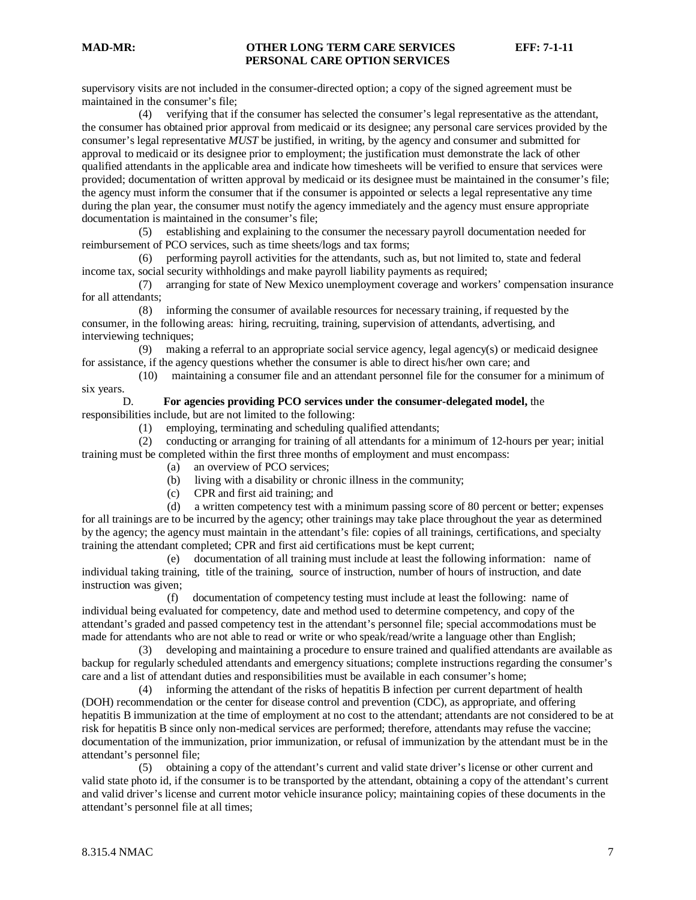supervisory visits are not included in the consumer-directed option; a copy of the signed agreement must be maintained in the consumer's file;

(4) verifying that if the consumer has selected the consumer's legal representative as the attendant, the consumer has obtained prior approval from medicaid or its designee; any personal care services provided by the consumer's legal representative *MUST* be justified, in writing, by the agency and consumer and submitted for approval to medicaid or its designee prior to employment; the justification must demonstrate the lack of other qualified attendants in the applicable area and indicate how timesheets will be verified to ensure that services were provided; documentation of written approval by medicaid or its designee must be maintained in the consumer's file; the agency must inform the consumer that if the consumer is appointed or selects a legal representative any time during the plan year, the consumer must notify the agency immediately and the agency must ensure appropriate documentation is maintained in the consumer's file;

(5) establishing and explaining to the consumer the necessary payroll documentation needed for reimbursement of PCO services, such as time sheets/logs and tax forms;

(6) performing payroll activities for the attendants, such as, but not limited to, state and federal income tax, social security withholdings and make payroll liability payments as required;

(7) arranging for state of New Mexico unemployment coverage and workers' compensation insurance for all attendants;

(8) informing the consumer of available resources for necessary training, if requested by the consumer, in the following areas: hiring, recruiting, training, supervision of attendants, advertising, and interviewing techniques;

(9) making a referral to an appropriate social service agency, legal agency(s) or medicaid designee for assistance, if the agency questions whether the consumer is able to direct his/her own care; and

(10) maintaining a consumer file and an attendant personnel file for the consumer for a minimum of six years.

D. **For agencies providing PCO services under the consumer-delegated model,** the responsibilities include, but are not limited to the following:

(1) employing, terminating and scheduling qualified attendants;

(2) conducting or arranging for training of all attendants for a minimum of 12-hours per year; initial training must be completed within the first three months of employment and must encompass:

(a) an overview of PCO services;

(b) living with a disability or chronic illness in the community;

(c) CPR and first aid training; and

(d) a written competency test with a minimum passing score of 80 percent or better; expenses for all trainings are to be incurred by the agency; other trainings may take place throughout the year as determined by the agency; the agency must maintain in the attendant's file: copies of all trainings, certifications, and specialty training the attendant completed; CPR and first aid certifications must be kept current;

(e) documentation of all training must include at least the following information: name of individual taking training, title of the training, source of instruction, number of hours of instruction, and date instruction was given;

(f) documentation of competency testing must include at least the following: name of individual being evaluated for competency, date and method used to determine competency, and copy of the attendant's graded and passed competency test in the attendant's personnel file; special accommodations must be made for attendants who are not able to read or write or who speak/read/write a language other than English;

(3) developing and maintaining a procedure to ensure trained and qualified attendants are available as backup for regularly scheduled attendants and emergency situations; complete instructions regarding the consumer's care and a list of attendant duties and responsibilities must be available in each consumer's home;

(4) informing the attendant of the risks of hepatitis B infection per current department of health (DOH) recommendation or the center for disease control and prevention (CDC), as appropriate, and offering hepatitis B immunization at the time of employment at no cost to the attendant; attendants are not considered to be at risk for hepatitis B since only non-medical services are performed; therefore, attendants may refuse the vaccine; documentation of the immunization, prior immunization, or refusal of immunization by the attendant must be in the attendant's personnel file;

(5) obtaining a copy of the attendant's current and valid state driver's license or other current and valid state photo id, if the consumer is to be transported by the attendant, obtaining a copy of the attendant's current and valid driver's license and current motor vehicle insurance policy; maintaining copies of these documents in the attendant's personnel file at all times;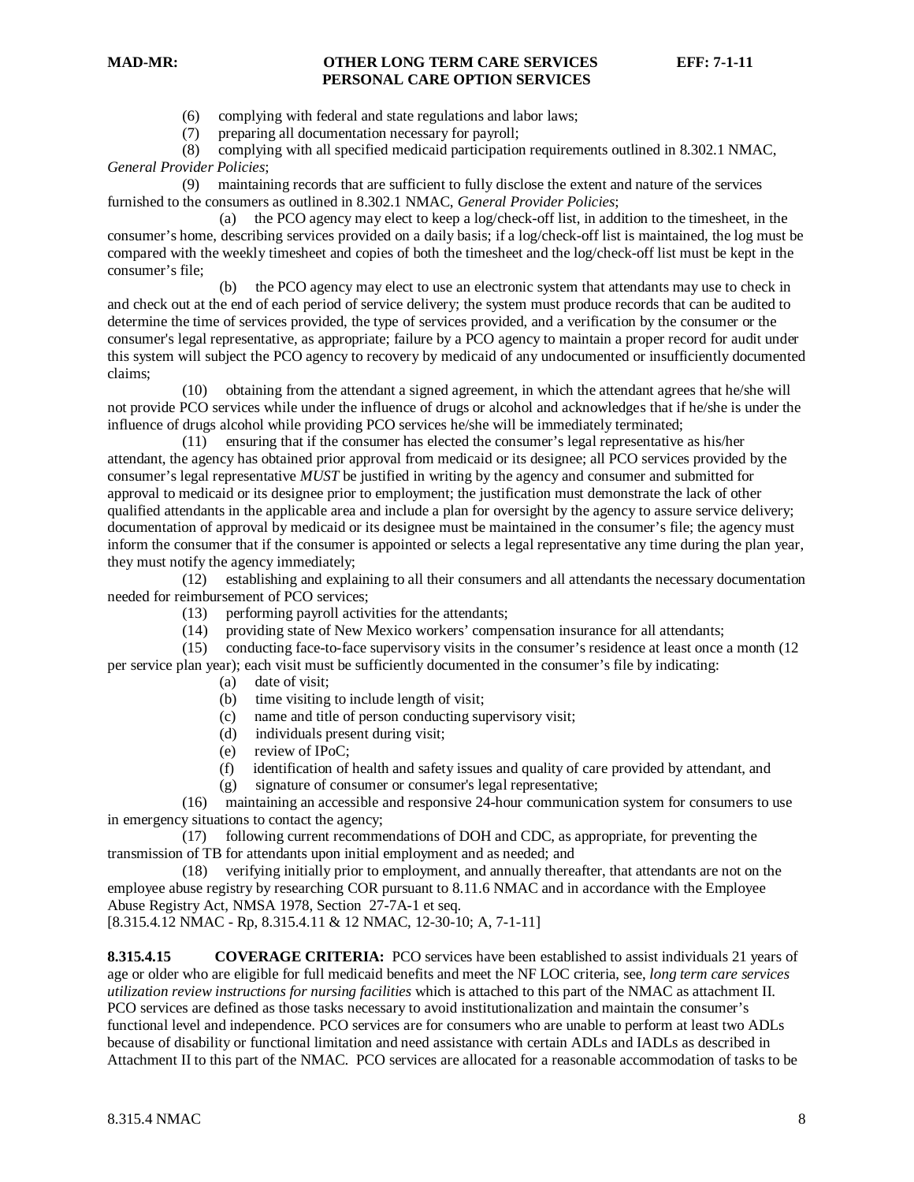(6) complying with federal and state regulations and labor laws;

(7) preparing all documentation necessary for payroll;

(8) complying with all specified medicaid participation requirements outlined in 8.302.1 NMAC, *General Provider Policies*;

(9) maintaining records that are sufficient to fully disclose the extent and nature of the services furnished to the consumers as outlined in 8.302.1 NMAC, *General Provider Policies*;

(a) the PCO agency may elect to keep a log/check-off list, in addition to the timesheet, in the consumer's home, describing services provided on a daily basis; if a log/check-off list is maintained, the log must be compared with the weekly timesheet and copies of both the timesheet and the log/check-off list must be kept in the consumer's file;

(b) the PCO agency may elect to use an electronic system that attendants may use to check in and check out at the end of each period of service delivery; the system must produce records that can be audited to determine the time of services provided, the type of services provided, and a verification by the consumer or the consumer's legal representative, as appropriate; failure by a PCO agency to maintain a proper record for audit under this system will subject the PCO agency to recovery by medicaid of any undocumented or insufficiently documented claims;

(10) obtaining from the attendant a signed agreement, in which the attendant agrees that he/she will not provide PCO services while under the influence of drugs or alcohol and acknowledges that if he/she is under the influence of drugs alcohol while providing PCO services he/she will be immediately terminated;

(11) ensuring that if the consumer has elected the consumer's legal representative as his/her attendant, the agency has obtained prior approval from medicaid or its designee; all PCO services provided by the consumer's legal representative *MUST* be justified in writing by the agency and consumer and submitted for approval to medicaid or its designee prior to employment; the justification must demonstrate the lack of other qualified attendants in the applicable area and include a plan for oversight by the agency to assure service delivery; documentation of approval by medicaid or its designee must be maintained in the consumer's file; the agency must inform the consumer that if the consumer is appointed or selects a legal representative any time during the plan year, they must notify the agency immediately;

(12) establishing and explaining to all their consumers and all attendants the necessary documentation needed for reimbursement of PCO services;

(13) performing payroll activities for the attendants;

(14) providing state of New Mexico workers' compensation insurance for all attendants;

(15) conducting face-to-face supervisory visits in the consumer's residence at least once a month (12 per service plan year); each visit must be sufficiently documented in the consumer's file by indicating:

(a) date of visit;

(b) time visiting to include length of visit;

(c) name and title of person conducting supervisory visit;

(d) individuals present during visit;

(e) review of IPoC;

(f) identification of health and safety issues and quality of care provided by attendant, and

(g) signature of consumer or consumer's legal representative;

(16) maintaining an accessible and responsive 24-hour communication system for consumers to use in emergency situations to contact the agency;

(17) following current recommendations of DOH and CDC, as appropriate, for preventing the transmission of TB for attendants upon initial employment and as needed; and

(18) verifying initially prior to employment, and annually thereafter, that attendants are not on the employee abuse registry by researching COR pursuant to 8.11.6 NMAC and in accordance with the Employee Abuse Registry Act, NMSA 1978, Section 27-7A-1 et seq.

[8.315.4.12 NMAC - Rp, 8.315.4.11 & 12 NMAC, 12-30-10; A, 7-1-11]

**8.315.4.15 COVERAGE CRITERIA:** PCO services have been established to assist individuals 21 years of age or older who are eligible for full medicaid benefits and meet the NF LOC criteria, see, *long term care services utilization review instructions for nursing facilities* which is attached to this part of the NMAC as attachment II. PCO services are defined as those tasks necessary to avoid institutionalization and maintain the consumer's functional level and independence. PCO services are for consumers who are unable to perform at least two ADLs because of disability or functional limitation and need assistance with certain ADLs and IADLs as described in Attachment II to this part of the NMAC. PCO services are allocated for a reasonable accommodation of tasks to be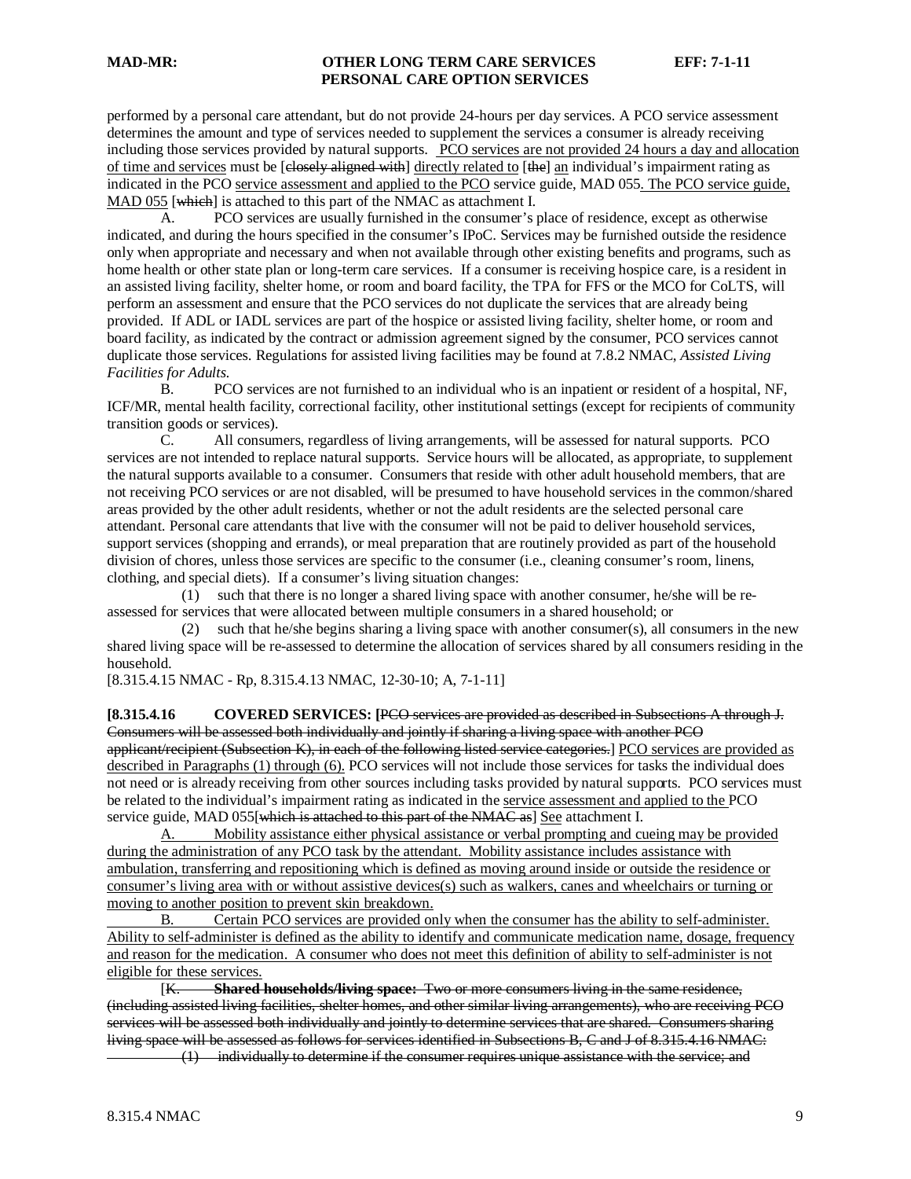performed by a personal care attendant, but do not provide 24-hours per day services. A PCO service assessment determines the amount and type of services needed to supplement the services a consumer is already receiving including those services provided by natural supports. <u>PCO services are not provided 24 hours a day and allocation of time and services</u> must be [~~closely aligned with~~] <u>directly related to</u> [~~the~~] <u>an</u> individual's impairment rating as indicated in the PCO <u>service assessment and applied to the PCO</u> service guide, MAD 055<u>. The PCO service guide, MAD 055</u> [~~which~~] is attached to this part of the NMAC as attachment I.

A. PCO services are usually furnished in the consumer's place of residence, except as otherwise indicated, and during the hours specified in the consumer's IPoC. Services may be furnished outside the residence only when appropriate and necessary and when not available through other existing benefits and programs, such as home health or other state plan or long-term care services. If a consumer is receiving hospice care, is a resident in an assisted living facility, shelter home, or room and board facility, the TPA for FFS or the MCO for CoLTS, will perform an assessment and ensure that the PCO services do not duplicate the services that are already being provided. If ADL or IADL services are part of the hospice or assisted living facility, shelter home, or room and board facility, as indicated by the contract or admission agreement signed by the consumer, PCO services cannot duplicate those services. Regulations for assisted living facilities may be found at 7.8.2 NMAC, *Assisted Living Facilities for Adults.*

B. PCO services are not furnished to an individual who is an inpatient or resident of a hospital, NF, ICF/MR, mental health facility, correctional facility, other institutional settings (except for recipients of community transition goods or services).

C. All consumers, regardless of living arrangements, will be assessed for natural supports. PCO services are not intended to replace natural supports. Service hours will be allocated, as appropriate, to supplement the natural supports available to a consumer. Consumers that reside with other adult household members, that are not receiving PCO services or are not disabled, will be presumed to have household services in the common/shared areas provided by the other adult residents, whether or not the adult residents are the selected personal care attendant. Personal care attendants that live with the consumer will not be paid to deliver household services, support services (shopping and errands), or meal preparation that are routinely provided as part of the household division of chores, unless those services are specific to the consumer (i.e., cleaning consumer's room, linens, clothing, and special diets). If a consumer's living situation changes:

(1) such that there is no longer a shared living space with another consumer, he/she will be re-assessed for services that were allocated between multiple consumers in a shared household; or

(2) such that he/she begins sharing a living space with another consumer(s), all consumers in the new shared living space will be re-assessed to determine the allocation of services shared by all consumers residing in the household.

[8.315.4.15 NMAC - Rp, 8.315.4.13 NMAC, 12-30-10; A, 7-1-11]

**[8.315.4.16 COVERED SERVICES:** [~~PCO services are provided as described in Subsections A through J. Consumers will be assessed both individually and jointly if sharing a living space with another PCO applicant/recipient (Subsection K), in each of the following listed service categories.~~] <u>PCO services are provided as described in Paragraphs (1) through (6).</u> PCO services will not include those services for tasks the individual does not need or is already receiving from other sources including tasks provided by natural supports. PCO services must be related to the individual's impairment rating as indicated in the <u>service assessment and applied to the</u> PCO service guide, MAD 055[~~which is attached to this part of the NMAC as~~] <u>See</u> attachment I.

<u>A. Mobility assistance either physical assistance or verbal prompting and cueing may be provided during the administration of any PCO task by the attendant. Mobility assistance includes assistance with ambulation, transferring and repositioning which is defined as moving around inside or outside the residence or consumer's living area with or without assistive devices(s) such as walkers, canes and wheelchairs or turning or moving to another position to prevent skin breakdown.</u>

<u>B. Certain PCO services are provided only when the consumer has the ability to self-administer. Ability to self-administer is defined as the ability to identify and communicate medication name, dosage, frequency and reason for the medication. A consumer who does not meet this definition of ability to self-administer is not eligible for these services.</u>

[~~K.~~ ~~**Shared households/living space:**~~ ~~Two or more consumers living in the same residence, (including assisted living facilities, shelter homes, and other similar living arrangements), who are receiving PCO services will be assessed both individually and jointly to determine services that are shared. Consumers sharing living space will be assessed as follows for services identified in Subsections B, C and J of 8.315.4.16 NMAC:~~

~~(1) individually to determine if the consumer requires unique assistance with the service; and~~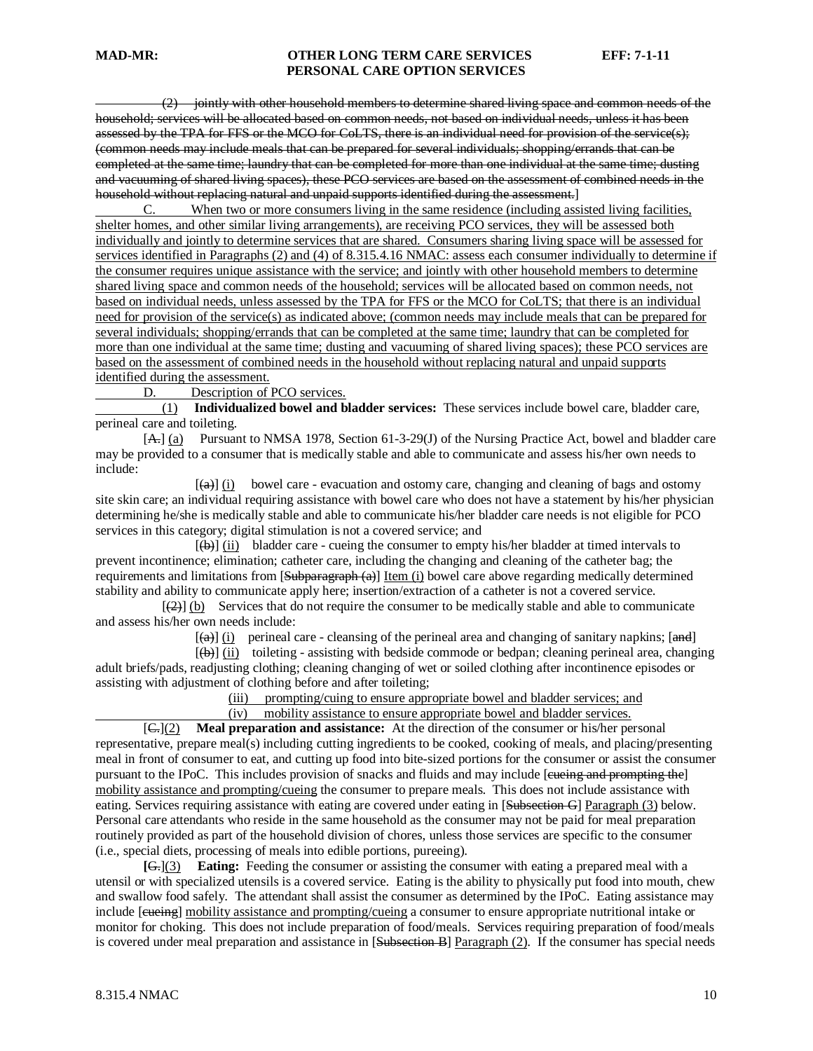~~(2) jointly with other household members to determine shared living space and common needs of the household; services will be allocated based on common needs, not based on individual needs, unless it has been assessed by the TPA for FFS or the MCO for CoLTS, there is an individual need for provision of the service(s); (common needs may include meals that can be prepared for several individuals; shopping/errands that can be completed at the same time; laundry that can be completed for more than one individual at the same time; dusting and vacuuming of shared living spaces), these PCO services are based on the assessment of combined needs in the household without replacing natural and unpaid supports identified during the assessment.~~]

C. When two or more consumers living in the same residence (including assisted living facilities, shelter homes, and other similar living arrangements), are receiving PCO services, they will be assessed both individually and jointly to determine services that are shared. Consumers sharing living space will be assessed for services identified in Paragraphs (2) and (4) of 8.315.4.16 NMAC: assess each consumer individually to determine if the consumer requires unique assistance with the service; and jointly with other household members to determine shared living space and common needs of the household; services will be allocated based on common needs, not based on individual needs, unless assessed by the TPA for FFS or the MCO for CoLTS; that there is an individual need for provision of the service(s) as indicated above; (common needs may include meals that can be prepared for several individuals; shopping/errands that can be completed at the same time; laundry that can be completed for more than one individual at the same time; dusting and vacuuming of shared living spaces); these PCO services are based on the assessment of combined needs in the household without replacing natural and unpaid supports identified during the assessment.

D. Description of PCO services.

(1) **Individualized bowel and bladder services:** These services include bowel care, bladder care, perineal care and toileting.

[~~A.~~] (a) Pursuant to NMSA 1978, Section 61-3-29(J) of the Nursing Practice Act, bowel and bladder care may be provided to a consumer that is medically stable and able to communicate and assess his/her own needs to include:

[~~(a)~~] (i) bowel care - evacuation and ostomy care, changing and cleaning of bags and ostomy site skin care; an individual requiring assistance with bowel care who does not have a statement by his/her physician determining he/she is medically stable and able to communicate his/her bladder care needs is not eligible for PCO services in this category; digital stimulation is not a covered service; and

[~~(b)~~] (ii) bladder care - cueing the consumer to empty his/her bladder at timed intervals to prevent incontinence; elimination; catheter care, including the changing and cleaning of the catheter bag; the requirements and limitations from [~~Subparagraph (a)~~] Item (i) bowel care above regarding medically determined stability and ability to communicate apply here; insertion/extraction of a catheter is not a covered service.

[~~(2)~~] (b) Services that do not require the consumer to be medically stable and able to communicate and assess his/her own needs include:

[~~(a)~~] (i) perineal care - cleansing of the perineal area and changing of sanitary napkins; [~~and~~]

[~~(b)~~] (ii) toileting - assisting with bedside commode or bedpan; cleaning perineal area, changing adult briefs/pads, readjusting clothing; cleaning changing of wet or soiled clothing after incontinence episodes or assisting with adjustment of clothing before and after toileting;

(iii) prompting/cuing to ensure appropriate bowel and bladder services; and

(iv) mobility assistance to ensure appropriate bowel and bladder services.

[~~C.~~](2) **Meal preparation and assistance:** At the direction of the consumer or his/her personal representative, prepare meal(s) including cutting ingredients to be cooked, cooking of meals, and placing/presenting meal in front of consumer to eat, and cutting up food into bite-sized portions for the consumer or assist the consumer pursuant to the IPoC. This includes provision of snacks and fluids and may include [~~cueing and prompting the~~] mobility assistance and prompting/cueing the consumer to prepare meals. This does not include assistance with eating. Services requiring assistance with eating are covered under eating in [~~Subsection G~~] Paragraph (3) below. Personal care attendants who reside in the same household as the consumer may not be paid for meal preparation routinely provided as part of the household division of chores, unless those services are specific to the consumer (i.e., special diets, processing of meals into edible portions, pureeing).

**[~~G.~~]**(3) **Eating:** Feeding the consumer or assisting the consumer with eating a prepared meal with a utensil or with specialized utensils is a covered service. Eating is the ability to physically put food into mouth, chew and swallow food safely. The attendant shall assist the consumer as determined by the IPoC. Eating assistance may include [~~cueing~~] mobility assistance and prompting/cueing a consumer to ensure appropriate nutritional intake or monitor for choking. This does not include preparation of food/meals. Services requiring preparation of food/meals is covered under meal preparation and assistance in [~~Subsection B~~] Paragraph (2). If the consumer has special needs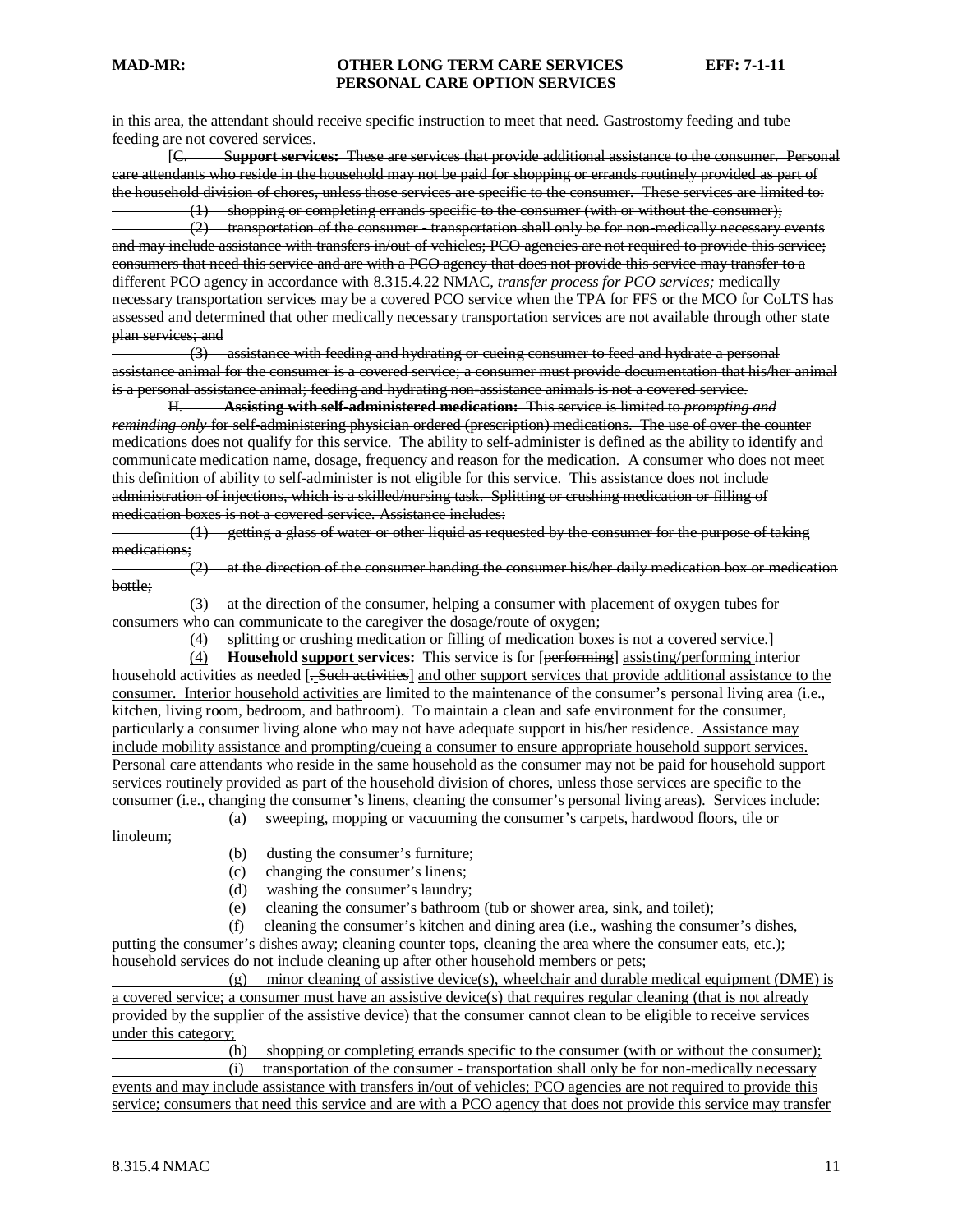in this area, the attendant should receive specific instruction to meet that need. Gastrostomy feeding and tube feeding are not covered services.

[~~C. **Support services:** These are services that provide additional assistance to the consumer. Personal care attendants who reside in the household may not be paid for shopping or errands routinely provided as part of the household division of chores, unless those services are specific to the consumer. These services are limited to:~~

~~(1) shopping or completing errands specific to the consumer (with or without the consumer);~~

~~(2) transportation of the consumer - transportation shall only be for non-medically necessary events and may include assistance with transfers in/out of vehicles; PCO agencies are not required to provide this service; consumers that need this service and are with a PCO agency that does not provide this service may transfer to a different PCO agency in accordance with 8.315.4.22 NMAC, *transfer process for PCO services;* medically necessary transportation services may be a covered PCO service when the TPA for FFS or the MCO for CoLTS has assessed and determined that other medically necessary transportation services are not available through other state plan services; and~~

~~(3) assistance with feeding and hydrating or cueing consumer to feed and hydrate a personal assistance animal for the consumer is a covered service; a consumer must provide documentation that his/her animal is a personal assistance animal; feeding and hydrating non-assistance animals is not a covered service.~~

~~H. **Assisting with self-administered medication:** This service is limited to *prompting and reminding only* for self-administering physician ordered (prescription) medications. The use of over the counter medications does not qualify for this service. The ability to self-administer is defined as the ability to identify and communicate medication name, dosage, frequency and reason for the medication. A consumer who does not meet this definition of ability to self-administer is not eligible for this service. This assistance does not include administration of injections, which is a skilled/nursing task. Splitting or crushing medication or filling of medication boxes is not a covered service. Assistance includes:~~

~~(1) getting a glass of water or other liquid as requested by the consumer for the purpose of taking medications;~~

~~(2) at the direction of the consumer handing the consumer his/her daily medication box or medication bottle;~~

~~(3) at the direction of the consumer, helping a consumer with placement of oxygen tubes for consumers who can communicate to the caregiver the dosage/route of oxygen;~~

~~(4) splitting or crushing medication or filling of medication boxes is not a covered service.~~]

<u>(4)</u> **Household <u>support</u> services:** This service is for [~~performing~~] <u>assisting/performing</u> interior household activities as needed [~~. Such activities~~] <u>and other support services that provide additional assistance to the consumer. Interior household activities</u> are limited to the maintenance of the consumer's personal living area (i.e., kitchen, living room, bedroom, and bathroom). To maintain a clean and safe environment for the consumer, particularly a consumer living alone who may not have adequate support in his/her residence. <u>Assistance may include mobility assistance and prompting/cueing a consumer to ensure appropriate household support services.</u> Personal care attendants who reside in the same household as the consumer may not be paid for household support services routinely provided as part of the household division of chores, unless those services are specific to the consumer (i.e., changing the consumer's linens, cleaning the consumer's personal living areas). Services include:

(a) sweeping, mopping or vacuuming the consumer's carpets, hardwood floors, tile or linoleum;

(b) dusting the consumer's furniture;

(c) changing the consumer's linens;

(d) washing the consumer's laundry;

(e) cleaning the consumer's bathroom (tub or shower area, sink, and toilet);

(f) cleaning the consumer's kitchen and dining area (i.e., washing the consumer's dishes, putting the consumer's dishes away; cleaning counter tops, cleaning the area where the consumer eats, etc.); household services do not include cleaning up after other household members or pets;

<u>(g) minor cleaning of assistive device(s), wheelchair and durable medical equipment (DME) is a covered service; a consumer must have an assistive device(s) that requires regular cleaning (that is not already provided by the supplier of the assistive device) that the consumer cannot clean to be eligible to receive services under this category;</u>

<u>(h) shopping or completing errands specific to the consumer (with or without the consumer);</u>

<u>(i) transportation of the consumer - transportation shall only be for non-medically necessary events and may include assistance with transfers in/out of vehicles; PCO agencies are not required to provide this service; consumers that need this service and are with a PCO agency that does not provide this service may transfer</u>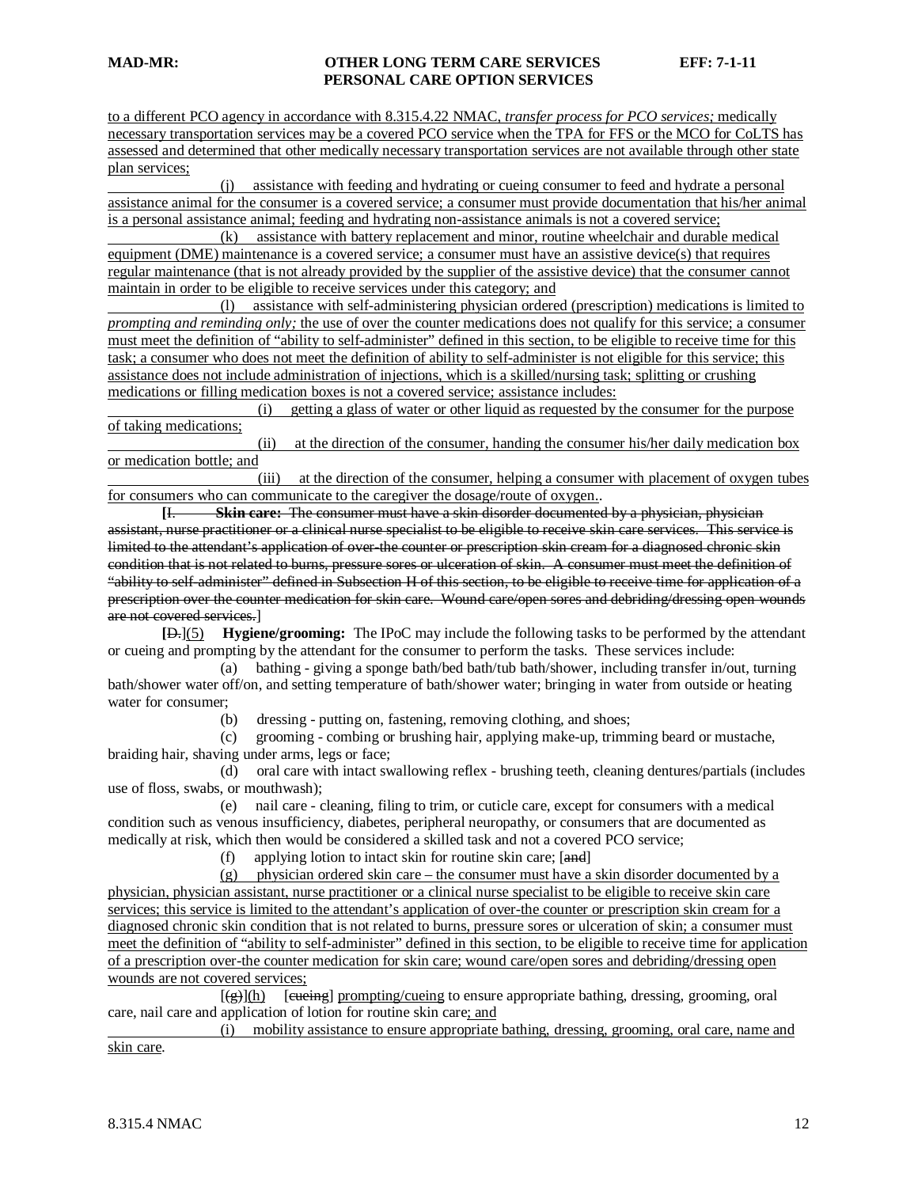to a different PCO agency in accordance with 8.315.4.22 NMAC, *transfer process for PCO services;* medically necessary transportation services may be a covered PCO service when the TPA for FFS or the MCO for CoLTS has assessed and determined that other medically necessary transportation services are not available through other state plan services;

(j) assistance with feeding and hydrating or cueing consumer to feed and hydrate a personal assistance animal for the consumer is a covered service; a consumer must provide documentation that his/her animal is a personal assistance animal; feeding and hydrating non-assistance animals is not a covered service;

(k) assistance with battery replacement and minor, routine wheelchair and durable medical equipment (DME) maintenance is a covered service; a consumer must have an assistive device(s) that requires regular maintenance (that is not already provided by the supplier of the assistive device) that the consumer cannot maintain in order to be eligible to receive services under this category; and

(l) assistance with self-administering physician ordered (prescription) medications is limited to *prompting and reminding only;* the use of over the counter medications does not qualify for this service; a consumer must meet the definition of "ability to self-administer" defined in this section, to be eligible to receive time for this task; a consumer who does not meet the definition of ability to self-administer is not eligible for this service; this assistance does not include administration of injections, which is a skilled/nursing task; splitting or crushing medications or filling medication boxes is not a covered service; assistance includes:

(i) getting a glass of water or other liquid as requested by the consumer for the purpose of taking medications;

(ii) at the direction of the consumer, handing the consumer his/her daily medication box or medication bottle; and

(iii) at the direction of the consumer, helping a consumer with placement of oxygen tubes for consumers who can communicate to the caregiver the dosage/route of oxygen..

~~[I. **Skin care:** The consumer must have a skin disorder documented by a physician, physician assistant, nurse practitioner or a clinical nurse specialist to be eligible to receive skin care services. This service is limited to the attendant's application of over-the counter or prescription skin cream for a diagnosed chronic skin condition that is not related to burns, pressure sores or ulceration of skin. A consumer must meet the definition of "ability to self-administer" defined in Subsection H of this section, to be eligible to receive time for application of a prescription over the counter medication for skin care. Wound care/open sores and debriding/dressing open wounds are not covered services.]~~

[~~D.~~](5) **Hygiene/grooming:** The IPoC may include the following tasks to be performed by the attendant or cueing and prompting by the attendant for the consumer to perform the tasks. These services include:

(a) bathing - giving a sponge bath/bed bath/tub bath/shower, including transfer in/out, turning bath/shower water off/on, and setting temperature of bath/shower water; bringing in water from outside or heating water for consumer;

(b) dressing - putting on, fastening, removing clothing, and shoes;

(c) grooming - combing or brushing hair, applying make-up, trimming beard or mustache, braiding hair, shaving under arms, legs or face;

(d) oral care with intact swallowing reflex - brushing teeth, cleaning dentures/partials (includes use of floss, swabs, or mouthwash);

(e) nail care - cleaning, filing to trim, or cuticle care, except for consumers with a medical condition such as venous insufficiency, diabetes, peripheral neuropathy, or consumers that are documented as medically at risk, which then would be considered a skilled task and not a covered PCO service;

(f) applying lotion to intact skin for routine skin care; [~~and~~]

(g) physician ordered skin care – the consumer must have a skin disorder documented by a physician, physician assistant, nurse practitioner or a clinical nurse specialist to be eligible to receive skin care services; this service is limited to the attendant's application of over-the counter or prescription skin cream for a diagnosed chronic skin condition that is not related to burns, pressure sores or ulceration of skin; a consumer must meet the definition of "ability to self-administer" defined in this section, to be eligible to receive time for application of a prescription over-the counter medication for skin care; wound care/open sores and debriding/dressing open wounds are not covered services;

[~~(g)~~](h) [~~cueing~~] prompting/cueing to ensure appropriate bathing, dressing, grooming, oral care, nail care and application of lotion for routine skin care; and

(i) mobility assistance to ensure appropriate bathing, dressing, grooming, oral care, name and skin care.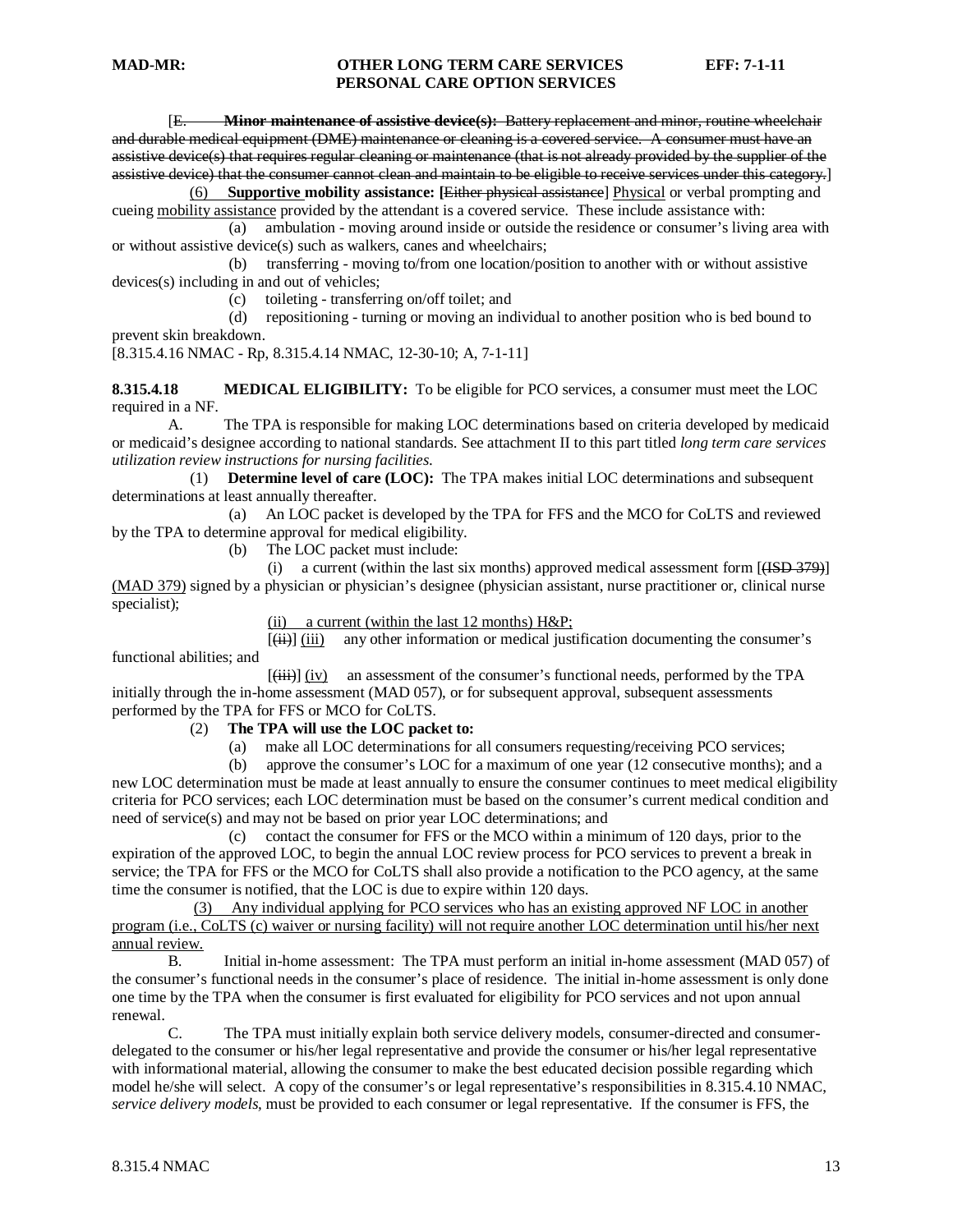[~~E. **Minor maintenance of assistive device(s):** Battery replacement and minor, routine wheelchair and durable medical equipment (DME) maintenance or cleaning is a covered service. A consumer must have an assistive device(s) that requires regular cleaning or maintenance (that is not already provided by the supplier of the assistive device) that the consumer cannot clean and maintain to be eligible to receive services under this category.~~]

<u>(6)</u> **<u>Supportive</u> mobility assistance: [~~Either physical assistance~~]** <u>Physical</u> or verbal prompting and cueing <u>mobility assistance</u> provided by the attendant is a covered service. These include assistance with:

(a) ambulation - moving around inside or outside the residence or consumer's living area with or without assistive device(s) such as walkers, canes and wheelchairs;

(b) transferring - moving to/from one location/position to another with or without assistive devices(s) including in and out of vehicles;

(c) toileting - transferring on/off toilet; and

(d) repositioning - turning or moving an individual to another position who is bed bound to prevent skin breakdown.

[8.315.4.16 NMAC - Rp, 8.315.4.14 NMAC, 12-30-10; A, 7-1-11]

**8.315.4.18 MEDICAL ELIGIBILITY:** To be eligible for PCO services, a consumer must meet the LOC required in a NF.

A. The TPA is responsible for making LOC determinations based on criteria developed by medicaid or medicaid's designee according to national standards. See attachment II to this part titled *long term care services utilization review instructions for nursing facilities.*

(1) **Determine level of care (LOC):** The TPA makes initial LOC determinations and subsequent determinations at least annually thereafter.

(a) An LOC packet is developed by the TPA for FFS and the MCO for CoLTS and reviewed by the TPA to determine approval for medical eligibility.

(b) The LOC packet must include:

(i) a current (within the last six months) approved medical assessment form [~~(ISD 379)~~] <u>(MAD 379)</u> signed by a physician or physician's designee (physician assistant, nurse practitioner or, clinical nurse specialist);

<u>(ii) a current (within the last 12 months) H&P;</u>

[~~(ii)~~] <u>(iii)</u> any other information or medical justification documenting the consumer's functional abilities; and

[~~(iii)~~] <u>(iv)</u> an assessment of the consumer's functional needs, performed by the TPA initially through the in-home assessment (MAD 057), or for subsequent approval, subsequent assessments performed by the TPA for FFS or MCO for CoLTS.

(2) **The TPA will use the LOC packet to:**

(a) make all LOC determinations for all consumers requesting/receiving PCO services;

(b) approve the consumer's LOC for a maximum of one year (12 consecutive months); and a new LOC determination must be made at least annually to ensure the consumer continues to meet medical eligibility criteria for PCO services; each LOC determination must be based on the consumer's current medical condition and need of service(s) and may not be based on prior year LOC determinations; and

(c) contact the consumer for FFS or the MCO within a minimum of 120 days, prior to the expiration of the approved LOC, to begin the annual LOC review process for PCO services to prevent a break in service; the TPA for FFS or the MCO for CoLTS shall also provide a notification to the PCO agency, at the same time the consumer is notified, that the LOC is due to expire within 120 days.

<u>(3) Any individual applying for PCO services who has an existing approved NF LOC in another program (i.e., CoLTS (c) waiver or nursing facility) will not require another LOC determination until his/her next annual review.</u>

B. Initial in-home assessment: The TPA must perform an initial in-home assessment (MAD 057) of the consumer's functional needs in the consumer's place of residence. The initial in-home assessment is only done one time by the TPA when the consumer is first evaluated for eligibility for PCO services and not upon annual renewal.

C. The TPA must initially explain both service delivery models, consumer-directed and consumer-delegated to the consumer or his/her legal representative and provide the consumer or his/her legal representative with informational material, allowing the consumer to make the best educated decision possible regarding which model he/she will select. A copy of the consumer's or legal representative's responsibilities in 8.315.4.10 NMAC, *service delivery models*, must be provided to each consumer or legal representative. If the consumer is FFS, the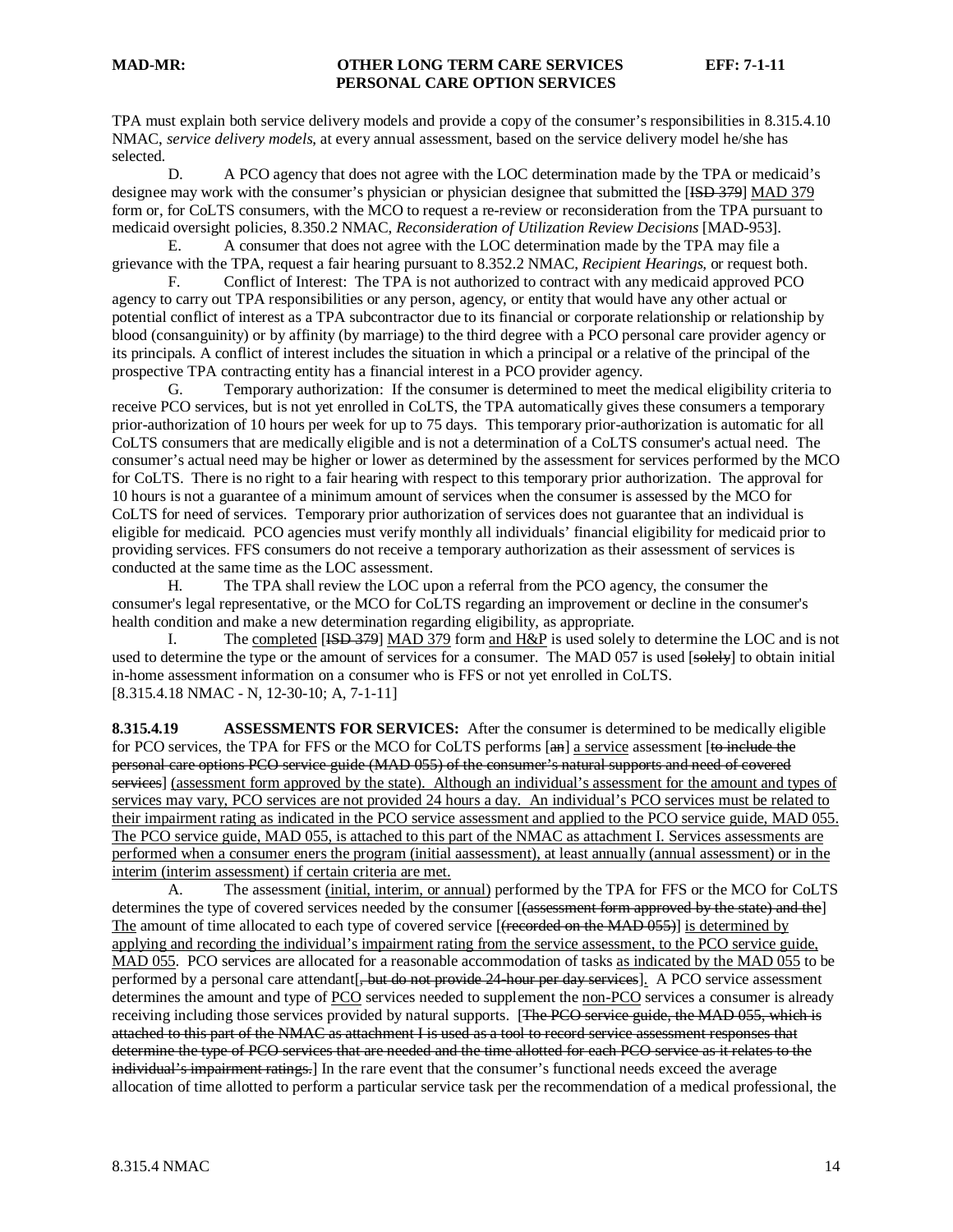TPA must explain both service delivery models and provide a copy of the consumer's responsibilities in 8.315.4.10 NMAC, *service delivery models*, at every annual assessment, based on the service delivery model he/she has selected.

D. A PCO agency that does not agree with the LOC determination made by the TPA or medicaid's designee may work with the consumer's physician or physician designee that submitted the [~~ISD 379~~] MAD 379 form or, for CoLTS consumers, with the MCO to request a re-review or reconsideration from the TPA pursuant to medicaid oversight policies, 8.350.2 NMAC, *Reconsideration of Utilization Review Decisions* [MAD-953].

E. A consumer that does not agree with the LOC determination made by the TPA may file a grievance with the TPA, request a fair hearing pursuant to 8.352.2 NMAC, *Recipient Hearings*, or request both.

F. Conflict of Interest: The TPA is not authorized to contract with any medicaid approved PCO agency to carry out TPA responsibilities or any person, agency, or entity that would have any other actual or potential conflict of interest as a TPA subcontractor due to its financial or corporate relationship or relationship by blood (consanguinity) or by affinity (by marriage) to the third degree with a PCO personal care provider agency or its principals. A conflict of interest includes the situation in which a principal or a relative of the principal of the prospective TPA contracting entity has a financial interest in a PCO provider agency.

G. Temporary authorization: If the consumer is determined to meet the medical eligibility criteria to receive PCO services, but is not yet enrolled in CoLTS, the TPA automatically gives these consumers a temporary prior-authorization of 10 hours per week for up to 75 days. This temporary prior-authorization is automatic for all CoLTS consumers that are medically eligible and is not a determination of a CoLTS consumer's actual need. The consumer's actual need may be higher or lower as determined by the assessment for services performed by the MCO for CoLTS. There is no right to a fair hearing with respect to this temporary prior authorization. The approval for 10 hours is not a guarantee of a minimum amount of services when the consumer is assessed by the MCO for CoLTS for need of services. Temporary prior authorization of services does not guarantee that an individual is eligible for medicaid. PCO agencies must verify monthly all individuals' financial eligibility for medicaid prior to providing services. FFS consumers do not receive a temporary authorization as their assessment of services is conducted at the same time as the LOC assessment.

H. The TPA shall review the LOC upon a referral from the PCO agency, the consumer the consumer's legal representative, or the MCO for CoLTS regarding an improvement or decline in the consumer's health condition and make a new determination regarding eligibility, as appropriate.

I. The completed [~~ISD 379~~] MAD 379 form and H&P is used solely to determine the LOC and is not used to determine the type or the amount of services for a consumer. The MAD 057 is used [~~solely~~] to obtain initial in-home assessment information on a consumer who is FFS or not yet enrolled in CoLTS.
[8.315.4.18 NMAC - N, 12-30-10; A, 7-1-11]

**8.315.4.19 ASSESSMENTS FOR SERVICES:** After the consumer is determined to be medically eligible for PCO services, the TPA for FFS or the MCO for CoLTS performs [~~an~~] a service assessment [~~to include the personal care options PCO service guide (MAD 055) of the consumer's natural supports and need of covered services~~] (assessment form approved by the state). Although an individual's assessment for the amount and types of services may vary, PCO services are not provided 24 hours a day. An individual's PCO services must be related to their impairment rating as indicated in the PCO service assessment and applied to the PCO service guide, MAD 055. The PCO service guide, MAD 055, is attached to this part of the NMAC as attachment I. Services assessments are performed when a consumer eners the program (initial aassessment), at least annually (annual assessment) or in the interim (interim assessment) if certain criteria are met.

A. The assessment (initial, interim, or annual) performed by the TPA for FFS or the MCO for CoLTS determines the type of covered services needed by the consumer [~~(assessment form approved by the state) and the~~] The amount of time allocated to each type of covered service [~~(recorded on the MAD 055)~~] is determined by applying and recording the individual's impairment rating from the service assessment, to the PCO service guide, MAD 055. PCO services are allocated for a reasonable accommodation of tasks as indicated by the MAD 055 to be performed by a personal care attendant[~~, but do not provide 24-hour per day services~~]. A PCO service assessment determines the amount and type of PCO services needed to supplement the non-PCO services a consumer is already receiving including those services provided by natural supports. [~~The PCO service guide, the MAD 055, which is attached to this part of the NMAC as attachment I is used as a tool to record service assessment responses that determine the type of PCO services that are needed and the time allotted for each PCO service as it relates to the individual's impairment ratings.~~] In the rare event that the consumer's functional needs exceed the average allocation of time allotted to perform a particular service task per the recommendation of a medical professional, the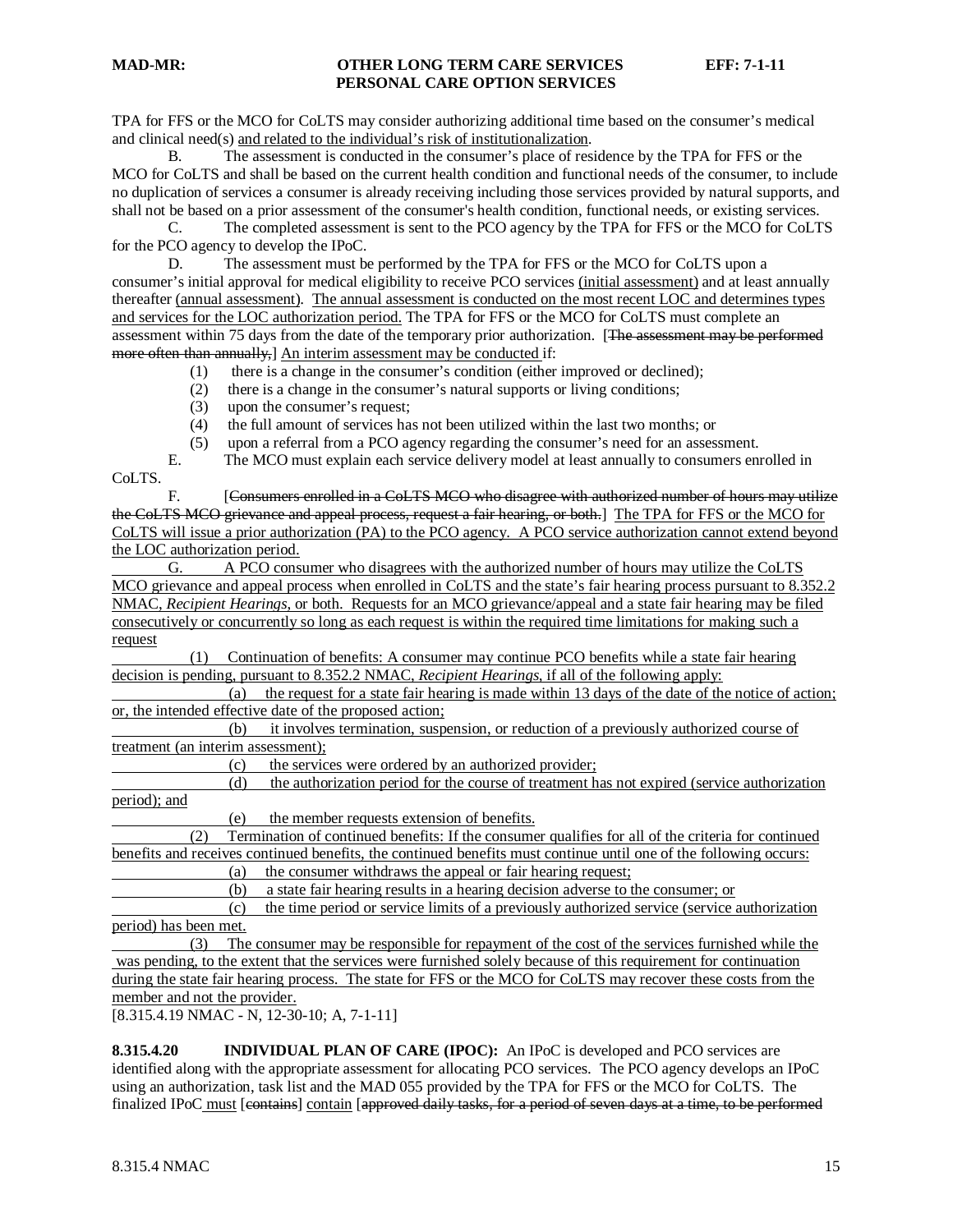TPA for FFS or the MCO for CoLTS may consider authorizing additional time based on the consumer's medical and clinical need(s) and related to the individual's risk of institutionalization.

B. The assessment is conducted in the consumer's place of residence by the TPA for FFS or the MCO for CoLTS and shall be based on the current health condition and functional needs of the consumer, to include no duplication of services a consumer is already receiving including those services provided by natural supports, and shall not be based on a prior assessment of the consumer's health condition, functional needs, or existing services.

C. The completed assessment is sent to the PCO agency by the TPA for FFS or the MCO for CoLTS for the PCO agency to develop the IPoC.

D. The assessment must be performed by the TPA for FFS or the MCO for CoLTS upon a consumer's initial approval for medical eligibility to receive PCO services (initial assessment) and at least annually thereafter (annual assessment). The annual assessment is conducted on the most recent LOC and determines types and services for the LOC authorization period. The TPA for FFS or the MCO for CoLTS must complete an assessment within 75 days from the date of the temporary prior authorization. [~~The assessment may be performed more often than annually,~~] An interim assessment may be conducted if:

(1) there is a change in the consumer's condition (either improved or declined);
(2) there is a change in the consumer's natural supports or living conditions;
(3) upon the consumer's request;
(4) the full amount of services has not been utilized within the last two months; or
(5) upon a referral from a PCO agency regarding the consumer's need for an assessment.

E. The MCO must explain each service delivery model at least annually to consumers enrolled in CoLTS.

F. [~~Consumers enrolled in a CoLTS MCO who disagree with authorized number of hours may utilize the CoLTS MCO grievance and appeal process, request a fair hearing, or both.~~] The TPA for FFS or the MCO for CoLTS will issue a prior authorization (PA) to the PCO agency. A PCO service authorization cannot extend beyond the LOC authorization period.

G. A PCO consumer who disagrees with the authorized number of hours may utilize the CoLTS MCO grievance and appeal process when enrolled in CoLTS and the state's fair hearing process pursuant to 8.352.2 NMAC, *Recipient Hearings*, or both. Requests for an MCO grievance/appeal and a state fair hearing may be filed consecutively or concurrently so long as each request is within the required time limitations for making such a request

(1) Continuation of benefits: A consumer may continue PCO benefits while a state fair hearing decision is pending, pursuant to 8.352.2 NMAC, *Recipient Hearings*, if all of the following apply:

(a) the request for a state fair hearing is made within 13 days of the date of the notice of action; or, the intended effective date of the proposed action;
(b) it involves termination, suspension, or reduction of a previously authorized course of treatment (an interim assessment);
(c) the services were ordered by an authorized provider;
(d) the authorization period for the course of treatment has not expired (service authorization period); and
(e) the member requests extension of benefits.

(2) Termination of continued benefits: If the consumer qualifies for all of the criteria for continued benefits and receives continued benefits, the continued benefits must continue until one of the following occurs:

(a) the consumer withdraws the appeal or fair hearing request;
(b) a state fair hearing results in a hearing decision adverse to the consumer; or
(c) the time period or service limits of a previously authorized service (service authorization period) has been met.

(3) The consumer may be responsible for repayment of the cost of the services furnished while the was pending, to the extent that the services were furnished solely because of this requirement for continuation during the state fair hearing process. The state for FFS or the MCO for CoLTS may recover these costs from the member and not the provider.

[8.315.4.19 NMAC - N, 12-30-10; A, 7-1-11]

**8.315.4.20 INDIVIDUAL PLAN OF CARE (IPOC):** An IPoC is developed and PCO services are identified along with the appropriate assessment for allocating PCO services. The PCO agency develops an IPoC using an authorization, task list and the MAD 055 provided by the TPA for FFS or the MCO for CoLTS. The finalized IPoC must [~~contains~~] contain [~~approved daily tasks, for a period of seven days at a time, to be performed~~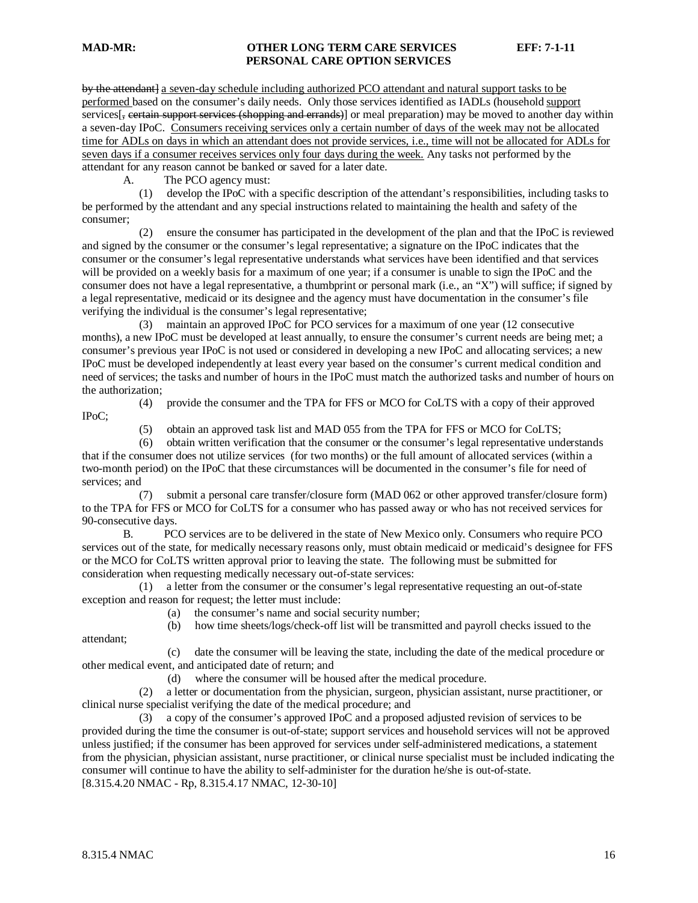~~by the attendant]~~ <u>a seven-day schedule including authorized PCO attendant and natural support tasks to be performed</u> based on the consumer's daily needs. Only those services identified as IADLs (household <u>support</u> services[~~, certain support services (shopping and errands)~~] or meal preparation) may be moved to another day within a seven-day IPoC. <u>Consumers receiving services only a certain number of days of the week may not be allocated time for ADLs on days in which an attendant does not provide services, i.e., time will not be allocated for ADLs for seven days if a consumer receives services only four days during the week.</u> Any tasks not performed by the attendant for any reason cannot be banked or saved for a later date.

A. The PCO agency must:

(1) develop the IPoC with a specific description of the attendant's responsibilities, including tasks to be performed by the attendant and any special instructions related to maintaining the health and safety of the consumer;

(2) ensure the consumer has participated in the development of the plan and that the IPoC is reviewed and signed by the consumer or the consumer's legal representative; a signature on the IPoC indicates that the consumer or the consumer's legal representative understands what services have been identified and that services will be provided on a weekly basis for a maximum of one year; if a consumer is unable to sign the IPoC and the consumer does not have a legal representative, a thumbprint or personal mark (i.e., an "X") will suffice; if signed by a legal representative, medicaid or its designee and the agency must have documentation in the consumer's file verifying the individual is the consumer's legal representative;

(3) maintain an approved IPoC for PCO services for a maximum of one year (12 consecutive months), a new IPoC must be developed at least annually, to ensure the consumer's current needs are being met; a consumer's previous year IPoC is not used or considered in developing a new IPoC and allocating services; a new IPoC must be developed independently at least every year based on the consumer's current medical condition and need of services; the tasks and number of hours in the IPoC must match the authorized tasks and number of hours on the authorization;

(4) provide the consumer and the TPA for FFS or MCO for CoLTS with a copy of their approved IPoC;

(5) obtain an approved task list and MAD 055 from the TPA for FFS or MCO for CoLTS;

(6) obtain written verification that the consumer or the consumer's legal representative understands that if the consumer does not utilize services (for two months) or the full amount of allocated services (within a two-month period) on the IPoC that these circumstances will be documented in the consumer's file for need of services; and

(7) submit a personal care transfer/closure form (MAD 062 or other approved transfer/closure form) to the TPA for FFS or MCO for CoLTS for a consumer who has passed away or who has not received services for 90-consecutive days.

B. PCO services are to be delivered in the state of New Mexico only. Consumers who require PCO services out of the state, for medically necessary reasons only, must obtain medicaid or medicaid's designee for FFS or the MCO for CoLTS written approval prior to leaving the state. The following must be submitted for consideration when requesting medically necessary out-of-state services:

(1) a letter from the consumer or the consumer's legal representative requesting an out-of-state exception and reason for request; the letter must include:

(a) the consumer's name and social security number;

(b) how time sheets/logs/check-off list will be transmitted and payroll checks issued to the attendant;

(c) date the consumer will be leaving the state, including the date of the medical procedure or other medical event, and anticipated date of return; and

(d) where the consumer will be housed after the medical procedure.

(2) a letter or documentation from the physician, surgeon, physician assistant, nurse practitioner, or clinical nurse specialist verifying the date of the medical procedure; and

(3) a copy of the consumer's approved IPoC and a proposed adjusted revision of services to be provided during the time the consumer is out-of-state; support services and household services will not be approved unless justified; if the consumer has been approved for services under self-administered medications, a statement from the physician, physician assistant, nurse practitioner, or clinical nurse specialist must be included indicating the consumer will continue to have the ability to self-administer for the duration he/she is out-of-state.

[8.315.4.20 NMAC - Rp, 8.315.4.17 NMAC, 12-30-10]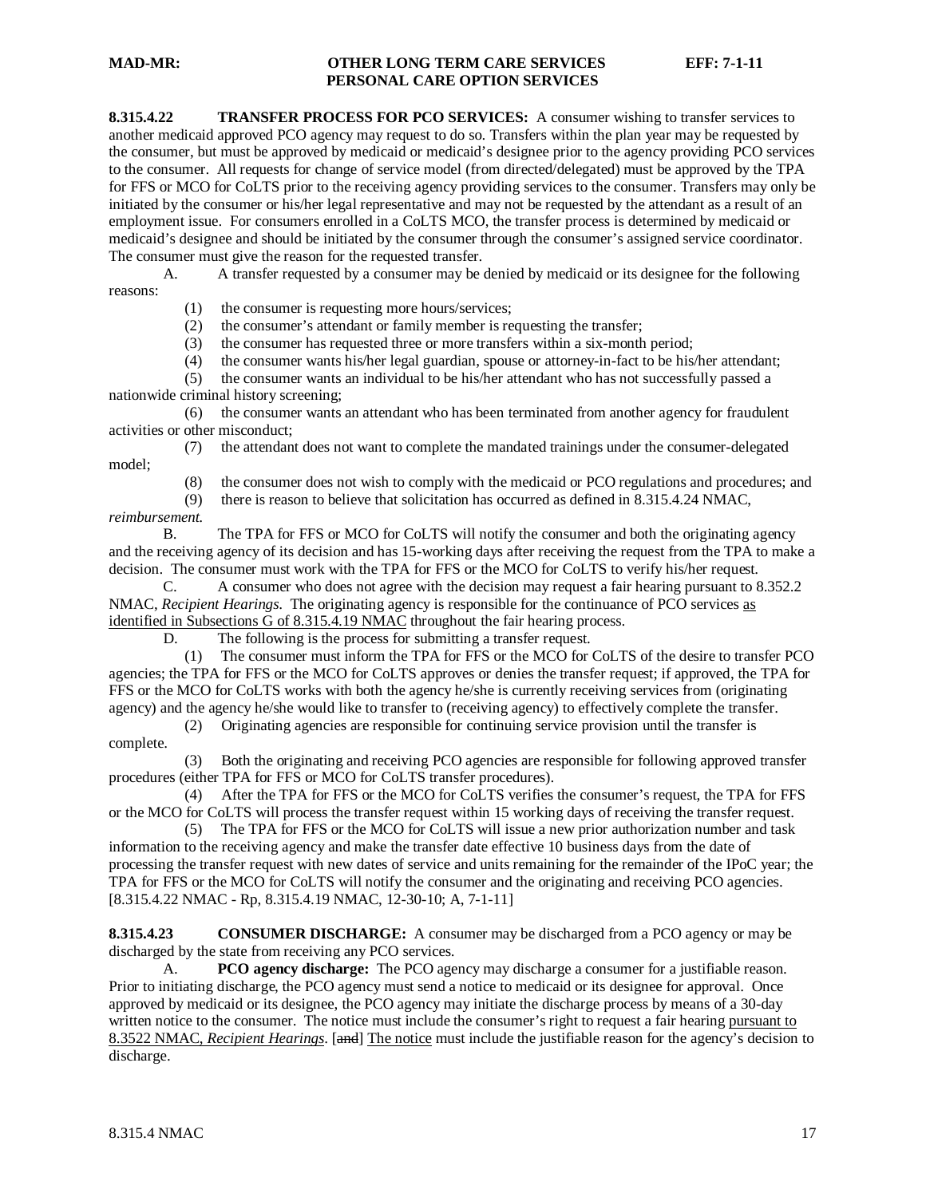**8.315.4.22 TRANSFER PROCESS FOR PCO SERVICES:** A consumer wishing to transfer services to another medicaid approved PCO agency may request to do so. Transfers within the plan year may be requested by the consumer, but must be approved by medicaid or medicaid's designee prior to the agency providing PCO services to the consumer. All requests for change of service model (from directed/delegated) must be approved by the TPA for FFS or MCO for CoLTS prior to the receiving agency providing services to the consumer. Transfers may only be initiated by the consumer or his/her legal representative and may not be requested by the attendant as a result of an employment issue. For consumers enrolled in a CoLTS MCO, the transfer process is determined by medicaid or medicaid's designee and should be initiated by the consumer through the consumer's assigned service coordinator. The consumer must give the reason for the requested transfer.

A. A transfer requested by a consumer may be denied by medicaid or its designee for the following reasons:

(1) the consumer is requesting more hours/services;

(2) the consumer's attendant or family member is requesting the transfer;

(3) the consumer has requested three or more transfers within a six-month period;

(4) the consumer wants his/her legal guardian, spouse or attorney-in-fact to be his/her attendant;

(5) the consumer wants an individual to be his/her attendant who has not successfully passed a nationwide criminal history screening;

(6) the consumer wants an attendant who has been terminated from another agency for fraudulent activities or other misconduct;

(7) the attendant does not want to complete the mandated trainings under the consumer-delegated model;

(8) the consumer does not wish to comply with the medicaid or PCO regulations and procedures; and

(9) there is reason to believe that solicitation has occurred as defined in 8.315.4.24 NMAC, *reimbursement*.

B. The TPA for FFS or MCO for CoLTS will notify the consumer and both the originating agency and the receiving agency of its decision and has 15-working days after receiving the request from the TPA to make a decision. The consumer must work with the TPA for FFS or the MCO for CoLTS to verify his/her request.

C. A consumer who does not agree with the decision may request a fair hearing pursuant to 8.352.2 NMAC, *Recipient Hearings*. The originating agency is responsible for the continuance of PCO services as identified in Subsections G of 8.315.4.19 NMAC throughout the fair hearing process.

D. The following is the process for submitting a transfer request.

(1) The consumer must inform the TPA for FFS or the MCO for CoLTS of the desire to transfer PCO agencies; the TPA for FFS or the MCO for CoLTS approves or denies the transfer request; if approved, the TPA for FFS or the MCO for CoLTS works with both the agency he/she is currently receiving services from (originating agency) and the agency he/she would like to transfer to (receiving agency) to effectively complete the transfer.

(2) Originating agencies are responsible for continuing service provision until the transfer is complete.

(3) Both the originating and receiving PCO agencies are responsible for following approved transfer procedures (either TPA for FFS or MCO for CoLTS transfer procedures).

(4) After the TPA for FFS or the MCO for CoLTS verifies the consumer's request, the TPA for FFS or the MCO for CoLTS will process the transfer request within 15 working days of receiving the transfer request.

(5) The TPA for FFS or the MCO for CoLTS will issue a new prior authorization number and task information to the receiving agency and make the transfer date effective 10 business days from the date of processing the transfer request with new dates of service and units remaining for the remainder of the IPoC year; the TPA for FFS or the MCO for CoLTS will notify the consumer and the originating and receiving PCO agencies.

[8.315.4.22 NMAC - Rp, 8.315.4.19 NMAC, 12-30-10; A, 7-1-11]

**8.315.4.23 CONSUMER DISCHARGE:** A consumer may be discharged from a PCO agency or may be discharged by the state from receiving any PCO services.

A. **PCO agency discharge:** The PCO agency may discharge a consumer for a justifiable reason. Prior to initiating discharge, the PCO agency must send a notice to medicaid or its designee for approval. Once approved by medicaid or its designee, the PCO agency may initiate the discharge process by means of a 30-day written notice to the consumer. The notice must include the consumer's right to request a fair hearing pursuant to 8.3522 NMAC, *Recipient Hearings*. [and] The notice must include the justifiable reason for the agency's decision to discharge.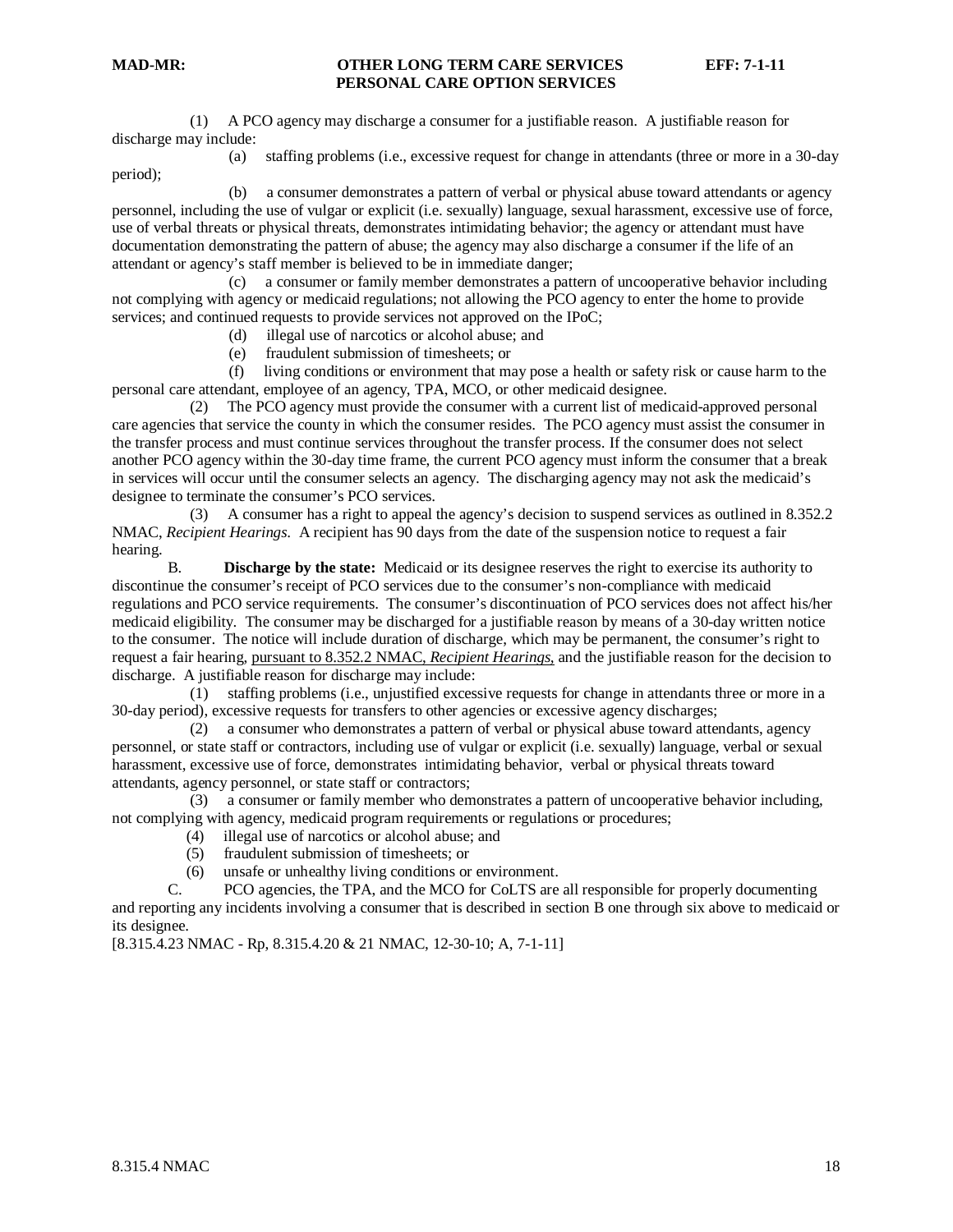(1) A PCO agency may discharge a consumer for a justifiable reason. A justifiable reason for discharge may include:

(a) staffing problems (i.e., excessive request for change in attendants (three or more in a 30-day period);

(b) a consumer demonstrates a pattern of verbal or physical abuse toward attendants or agency personnel, including the use of vulgar or explicit (i.e. sexually) language, sexual harassment, excessive use of force, use of verbal threats or physical threats, demonstrates intimidating behavior; the agency or attendant must have documentation demonstrating the pattern of abuse; the agency may also discharge a consumer if the life of an attendant or agency's staff member is believed to be in immediate danger;

(c) a consumer or family member demonstrates a pattern of uncooperative behavior including not complying with agency or medicaid regulations; not allowing the PCO agency to enter the home to provide services; and continued requests to provide services not approved on the IPoC;

(d) illegal use of narcotics or alcohol abuse; and

(e) fraudulent submission of timesheets; or

(f) living conditions or environment that may pose a health or safety risk or cause harm to the personal care attendant, employee of an agency, TPA, MCO, or other medicaid designee.

(2) The PCO agency must provide the consumer with a current list of medicaid-approved personal care agencies that service the county in which the consumer resides. The PCO agency must assist the consumer in the transfer process and must continue services throughout the transfer process. If the consumer does not select another PCO agency within the 30-day time frame, the current PCO agency must inform the consumer that a break in services will occur until the consumer selects an agency. The discharging agency may not ask the medicaid's designee to terminate the consumer's PCO services.

(3) A consumer has a right to appeal the agency's decision to suspend services as outlined in 8.352.2 NMAC, *Recipient Hearings*. A recipient has 90 days from the date of the suspension notice to request a fair hearing.

B. **Discharge by the state:** Medicaid or its designee reserves the right to exercise its authority to discontinue the consumer's receipt of PCO services due to the consumer's non-compliance with medicaid regulations and PCO service requirements. The consumer's discontinuation of PCO services does not affect his/her medicaid eligibility. The consumer may be discharged for a justifiable reason by means of a 30-day written notice to the consumer. The notice will include duration of discharge, which may be permanent, the consumer's right to request a fair hearing, pursuant to 8.352.2 NMAC, *Recipient Hearings*, and the justifiable reason for the decision to discharge. A justifiable reason for discharge may include:

(1) staffing problems (i.e., unjustified excessive requests for change in attendants three or more in a 30-day period), excessive requests for transfers to other agencies or excessive agency discharges;

(2) a consumer who demonstrates a pattern of verbal or physical abuse toward attendants, agency personnel, or state staff or contractors, including use of vulgar or explicit (i.e. sexually) language, verbal or sexual harassment, excessive use of force, demonstrates intimidating behavior, verbal or physical threats toward attendants, agency personnel, or state staff or contractors;

(3) a consumer or family member who demonstrates a pattern of uncooperative behavior including, not complying with agency, medicaid program requirements or regulations or procedures;

(4) illegal use of narcotics or alcohol abuse; and

(5) fraudulent submission of timesheets; or

(6) unsafe or unhealthy living conditions or environment.

C. PCO agencies, the TPA, and the MCO for CoLTS are all responsible for properly documenting and reporting any incidents involving a consumer that is described in section B one through six above to medicaid or its designee.

[8.315.4.23 NMAC - Rp, 8.315.4.20 & 21 NMAC, 12-30-10; A, 7-1-11]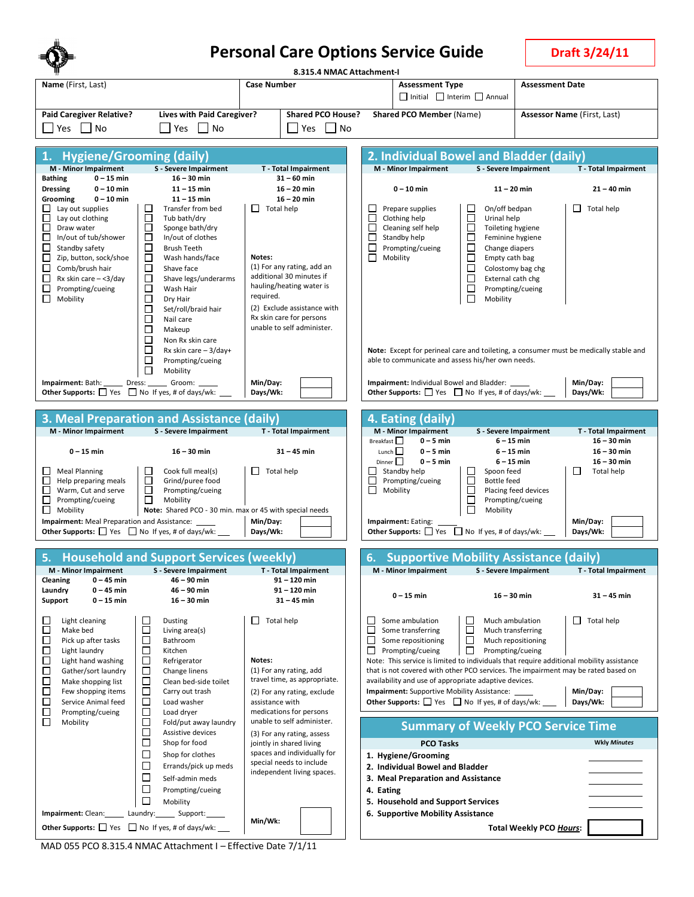# Personal Care Options Service Guide

**Draft 3/24/11**

8.315.4 NMAC Attachment-I

| **Name** (First, Last) | **Case Number** | **Assessment Type** ☐ Initial ☐ Interim ☐ Annual | **Assessment Date** |
|---|---|---|---|
| **Paid Caregiver Relative?** ☐ Yes ☐ No **Lives with Paid Caregiver?** ☐ Yes ☐ No | **Shared PCO House?** ☐ Yes ☐ No | **Shared PCO Member** (Name) | **Assessor Name** (First, Last) |

## 1. Hygiene/Grooming (daily)

| | M - Minor Impairment | S - Severe Impairment | T - Total Impairment |
|---|---|---|---|
| **Bathing** | 0 – 15 min | 16 – 30 min | 31 – 60 min |
| **Dressing** | 0 – 10 min | 11 – 15 min | 16 – 20 min |
| **Grooming** | 0 – 10 min | 11 – 15 min | 16 – 20 min |

**M - Minor Impairment:**
- ☐ Lay out supplies
- ☐ Lay out clothing
- ☐ Draw water
- ☐ In/out of tub/shower
- ☐ Standby safety
- ☐ Zip, button, sock/shoe
- ☐ Comb/brush hair
- ☐ Rx skin care – <3/day
- ☐ Prompting/cueing
- ☐ Mobility

**S - Severe Impairment:**
- ☐ Transfer from bed
- ☐ Tub bath/dry
- ☐ Sponge bath/dry
- ☐ In/out of clothes
- ☐ Brush Teeth
- ☐ Wash hands/face
- ☐ Shave face
- ☐ Shave legs/underarms
- ☐ Wash Hair
- ☐ Dry Hair
- ☐ Set/roll/braid hair
- ☐ Nail care
- ☐ Makeup
- ☐ Non Rx skin care
- ☐ Rx skin care – 3/day+
- ☐ Prompting/cueing
- ☐ Mobility

**T - Total Impairment:**
- ☐ Total help

**Notes:**
(1) For any rating, add an additional 30 minutes if hauling/heating water is required.
(2) Exclude assistance with Rx skin care for persons unable to self administer.

**Impairment:** Bath: _____ Dress: _____ Groom: _____ **Min/Day:** ______
**Other Supports:** ☐ Yes ☐ No If yes, # of days/wk: ___ **Days/Wk:** ______

## 2. Individual Bowel and Bladder (daily)

| M - Minor Impairment | S - Severe Impairment | T - Total Impairment |
|---|---|---|
| 0 – 10 min | 11 – 20 min | 21 – 40 min |

**M - Minor Impairment:**
- ☐ Prepare supplies
- ☐ Clothing help
- ☐ Cleaning self help
- ☐ Standby help
- ☐ Prompting/cueing
- ☐ Mobility

**S - Severe Impairment:**
- ☐ On/off bedpan
- ☐ Urinal help
- ☐ Toileting hygiene
- ☐ Feminine hygiene
- ☐ Change diapers
- ☐ Empty cath bag
- ☐ Colostomy bag chg
- ☐ External cath chg
- ☐ Prompting/cueing
- ☐ Mobility

**T - Total Impairment:**
- ☐ Total help

**Note:** Except for perineal care and toileting, a consumer must be medically stable and able to communicate and assess his/her own needs.

**Impairment:** Individual Bowel and Bladder: _____ **Min/Day:** ______
**Other Supports:** ☐ Yes ☐ No If yes, # of days/wk: ___ **Days/Wk:** ______

## 3. Meal Preparation and Assistance (daily)

| M - Minor Impairment | S - Severe Impairment | T - Total Impairment |
|---|---|---|
| 0 – 15 min | 16 – 30 min | 31 – 45 min |

**M - Minor Impairment:**
- ☐ Meal Planning
- ☐ Help preparing meals
- ☐ Warm, Cut and serve
- ☐ Prompting/cueing
- ☐ Mobility

**S - Severe Impairment:**
- ☐ Cook full meal(s)
- ☐ Grind/puree food
- ☐ Prompting/cueing
- ☐ Mobility

**T - Total Impairment:**
- ☐ Total help

**Note:** Shared PCO - 30 min. max or 45 with special needs

**Impairment:** Meal Preparation and Assistance: _____ **Min/Day:** ______
**Other Supports:** ☐ Yes ☐ No If yes, # of days/wk: ___ **Days/Wk:** ______

## 4. Eating (daily)

| | M - Minor Impairment | S - Severe Impairment | T - Total Impairment |
|---|---|---|---|
| Breakfast ☐ | 0 – 5 min | 6 – 15 min | 16 – 30 min |
| Lunch ☐ | 0 – 5 min | 6 – 15 min | 16 – 30 min |
| Dinner ☐ | 0 – 5 min | 6 – 15 min | 16 – 30 min |

**M - Minor Impairment:**
- ☐ Standby help
- ☐ Prompting/cueing
- ☐ Mobility

**S - Severe Impairment:**
- ☐ Spoon feed
- ☐ Bottle feed
- ☐ Placing feed devices
- ☐ Prompting/cueing
- ☐ Mobility

**T - Total Impairment:**
- ☐ Total help

**Impairment:** Eating: _____ **Min/Day:** ______
**Other Supports:** ☐ Yes ☐ No If yes, # of days/wk: ___ **Days/Wk:** ______

## 5. Household and Support Services (weekly)

| | M - Minor Impairment | S - Severe Impairment | T - Total Impairment |
|---|---|---|---|
| **Cleaning** | 0 – 45 min | 46 – 90 min | 91 – 120 min |
| **Laundry** | 0 – 45 min | 46 – 90 min | 91 – 120 min |
| **Support** | 0 – 15 min | 16 – 30 min | 31 – 45 min |

**M - Minor Impairment:**
- ☐ Light cleaning
- ☐ Make bed
- ☐ Pick up after tasks
- ☐ Light laundry
- ☐ Light hand washing
- ☐ Gather/sort laundry
- ☐ Make shopping list
- ☐ Few shopping items
- ☐ Service Animal feed
- ☐ Prompting/cueing
- ☐ Mobility

**S - Severe Impairment:**
- ☐ Dusting
- ☐ Living area(s)
- ☐ Bathroom
- ☐ Kitchen
- ☐ Refrigerator
- ☐ Change linens
- ☐ Clean bed-side toilet
- ☐ Carry out trash
- ☐ Load washer
- ☐ Load dryer
- ☐ Fold/put away laundry
- ☐ Assistive devices
- ☐ Shop for food
- ☐ Shop for clothes
- ☐ Errands/pick up meds
- ☐ Self-admin meds
- ☐ Prompting/cueing
- ☐ Mobility

**T - Total Impairment:**
- ☐ Total help

**Notes:**
(1) For any rating, add travel time, as appropriate.
(2) For any rating, exclude assistance with medications for persons unable to self administer.
(3) For any rating, assess jointly in shared living spaces and individually for special needs to include independent living spaces.

**Impairment:** Clean:_____ Laundry:_____ Support: _____ **Min/Wk:** ______
**Other Supports:** ☐ Yes ☐ No If yes, # of days/wk: ___

## 6. Supportive Mobility Assistance (daily)

| M - Minor Impairment | S - Severe Impairment | T - Total Impairment |
|---|---|---|
| 0 – 15 min | 16 – 30 min | 31 – 45 min |

**M - Minor Impairment:**
- ☐ Some ambulation
- ☐ Some transferring
- ☐ Some repositioning
- ☐ Prompting/cueing

**S - Severe Impairment:**
- ☐ Much ambulation
- ☐ Much transferring
- ☐ Much repositioning
- ☐ Prompting/cueing

**T - Total Impairment:**
- ☐ Total help

Note: This service is limited to individuals that require additional mobility assistance that is not covered with other PCO services. The impairment may be rated based on availability and use of appropriate adaptive devices.

**Impairment:** Supportive Mobility Assistance: _____ **Min/Day:** ______
**Other Supports:** ☐ Yes ☐ No If yes, # of days/wk: ___ **Days/Wk:** ______

## Summary of Weekly PCO Service Time

| PCO Tasks | Wkly *Minutes* |
|---|---|
| 1. Hygiene/Grooming | ______ |
| 2. Individual Bowel and Bladder | ______ |
| 3. Meal Preparation and Assistance | ______ |
| 4. Eating | ______ |
| 5. Household and Support Services | ______ |
| 6. Supportive Mobility Assistance | ______ |
| **Total Weekly PCO *Hours*:** | ______ |

MAD 055 PCO 8.315.4 NMAC Attachment I – Effective Date 7/1/11